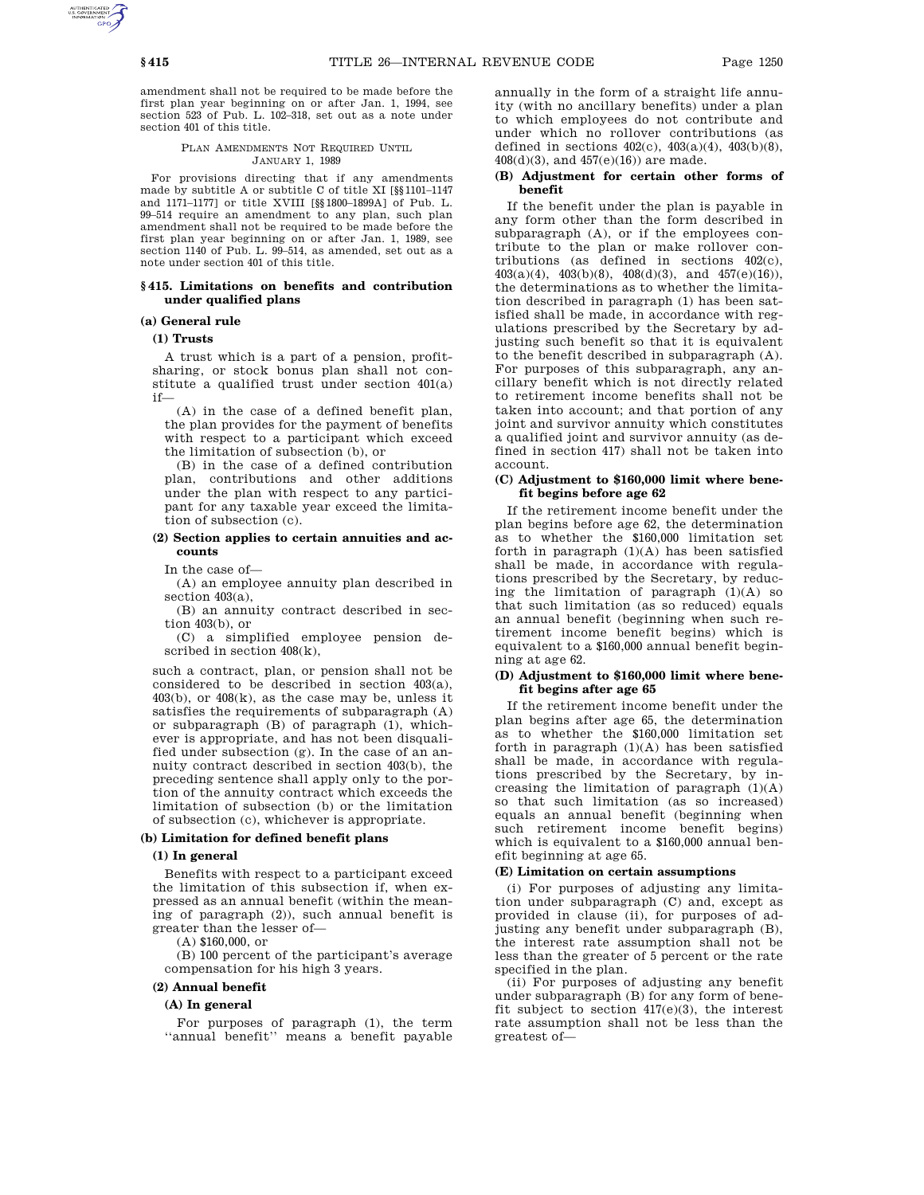amendment shall not be required to be made before the first plan year beginning on or after Jan. 1, 1994, see section 523 of Pub. L. 102–318, set out as a note under section 401 of this title.

PLAN AMENDMENTS NOT REQUIRED UNTIL JANUARY 1, 1989

For provisions directing that if any amendments made by subtitle A or subtitle C of title XI [§§ 1101–1147 and 1171–1177] or title XVIII [§§ 1800–1899A] of Pub. L. 99–514 require an amendment to any plan, such plan amendment shall not be required to be made before the first plan year beginning on or after Jan. 1, 1989, see section 1140 of Pub. L. 99–514, as amended, set out as a note under section 401 of this title.

## § 415. Limitations on benefits and contribution under qualified plans

### (a) General rule

#### (1) Trusts

A trust which is a part of a pension, profit-sharing, or stock bonus plan shall not constitute a qualified trust under section 401(a) if—

(A) in the case of a defined benefit plan, the plan provides for the payment of benefits with respect to a participant which exceed the limitation of subsection (b), or

(B) in the case of a defined contribution plan, contributions and other additions under the plan with respect to any participant for any taxable year exceed the limitation of subsection (c).

#### (2) Section applies to certain annuities and accounts

In the case of—

(A) an employee annuity plan described in section 403(a),

(B) an annuity contract described in section 403(b), or

(C) a simplified employee pension described in section 408(k),

such a contract, plan, or pension shall not be considered to be described in section 403(a), 403(b), or 408(k), as the case may be, unless it satisfies the requirements of subparagraph (A) or subparagraph (B) of paragraph (1), whichever is appropriate, and has not been disqualified under subsection (g). In the case of an annuity contract described in section 403(b), the preceding sentence shall apply only to the portion of the annuity contract which exceeds the limitation of subsection (b) or the limitation of subsection (c), whichever is appropriate.

### (b) Limitation for defined benefit plans

#### (1) In general

Benefits with respect to a participant exceed the limitation of this subsection if, when expressed as an annual benefit (within the meaning of paragraph (2)), such annual benefit is greater than the lesser of—

(A) $160,000, or

(B) 100 percent of the participant's average compensation for his high 3 years.

#### (2) Annual benefit

##### (A) In general

For purposes of paragraph (1), the term ''annual benefit'' means a benefit payable annually in the form of a straight life annuity (with no ancillary benefits) under a plan to which employees do not contribute and under which no rollover contributions (as defined in sections 402(c), 403(a)(4), 403(b)(8), 408(d)(3), and 457(e)(16)) are made.

##### (B) Adjustment for certain other forms of benefit

If the benefit under the plan is payable in any form other than the form described in subparagraph (A), or if the employees contribute to the plan or make rollover contributions (as defined in sections 402(c), 403(a)(4), 403(b)(8), 408(d)(3), and 457(e)(16)), the determinations as to whether the limitation described in paragraph (1) has been satisfied shall be made, in accordance with regulations prescribed by the Secretary by adjusting such benefit so that it is equivalent to the benefit described in subparagraph (A). For purposes of this subparagraph, any ancillary benefit which is not directly related to retirement income benefits shall not be taken into account; and that portion of any joint and survivor annuity which constitutes a qualified joint and survivor annuity (as defined in section 417) shall not be taken into account.

##### (C) Adjustment to $160,000 limit where benefit begins before age 62

If the retirement income benefit under the plan begins before age 62, the determination as to whether the $160,000 limitation set forth in paragraph (1)(A) has been satisfied shall be made, in accordance with regulations prescribed by the Secretary, by reducing the limitation of paragraph (1)(A) so that such limitation (as so reduced) equals an annual benefit (beginning when such retirement income benefits begins) which is equivalent to a $160,000 annual benefit beginning at age 62.

##### (D) Adjustment to $160,000 limit where benefit begins after age 65

If the retirement income benefit under the plan begins after age 65, the determination as to whether the $160,000 limitation set forth in paragraph (1)(A) has been satisfied shall be made, in accordance with regulations prescribed by the Secretary, by increasing the limitation of paragraph (1)(A) so that such limitation (as so increased) equals an annual benefit (beginning when such retirement income benefit begins) which is equivalent to a $160,000 annual benefit beginning at age 65.

##### (E) Limitation on certain assumptions

(i) For purposes of adjusting any limitation under subparagraph (C) and, except as provided in clause (ii), for purposes of adjusting any benefit under subparagraph (B), the interest rate assumption shall not be less than the greater of 5 percent or the rate specified in the plan.

(ii) For purposes of adjusting any benefit under subparagraph (B) for any form of benefit subject to section 417(e)(3), the interest rate assumption shall not be less than the greatest of—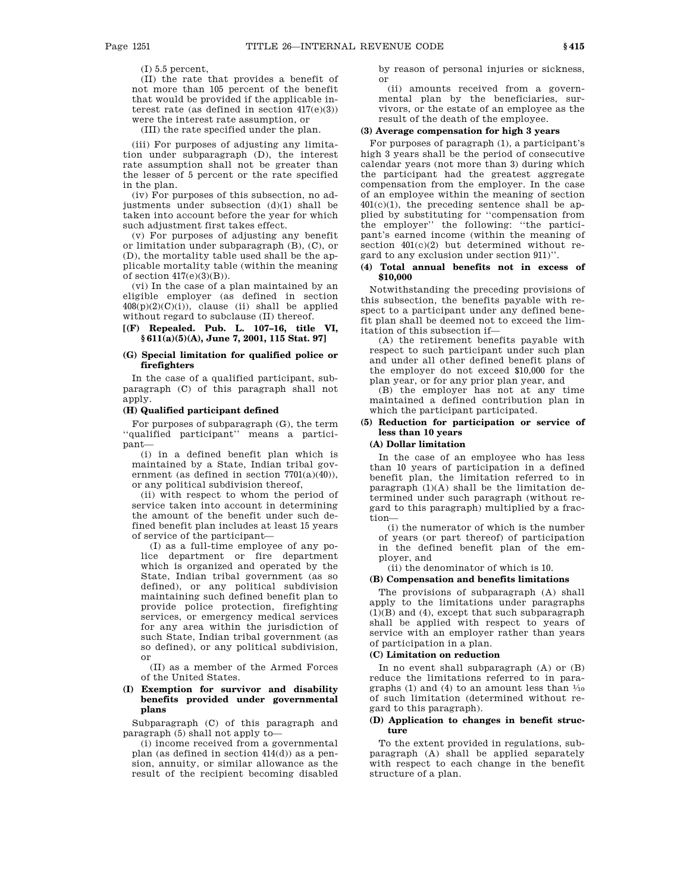(I) 5.5 percent,

(II) the rate that provides a benefit of not more than 105 percent of the benefit that would be provided if the applicable interest rate (as defined in section 417(e)(3)) were the interest rate assumption, or

(III) the rate specified under the plan.

(iii) For purposes of adjusting any limitation under subparagraph (D), the interest rate assumption shall not be greater than the lesser of 5 percent or the rate specified in the plan.

(iv) For purposes of this subsection, no adjustments under subsection (d)(1) shall be taken into account before the year for which such adjustment first takes effect.

(v) For purposes of adjusting any benefit or limitation under subparagraph (B), (C), or (D), the mortality table used shall be the applicable mortality table (within the meaning of section 417(e)(3)(B)).

(vi) In the case of a plan maintained by an eligible employer (as defined in section 408(p)(2)(C)(i)), clause (ii) shall be applied without regard to subclause (II) thereof.

**[(F) Repealed. Pub. L. 107–16, title VI, § 611(a)(5)(A), June 7, 2001, 115 Stat. 97]**

**(G) Special limitation for qualified police or firefighters**

In the case of a qualified participant, subparagraph (C) of this paragraph shall not apply.

**(H) Qualified participant defined**

For purposes of subparagraph (G), the term "qualified participant" means a participant—

(i) in a defined benefit plan which is maintained by a State, Indian tribal government (as defined in section 7701(a)(40)), or any political subdivision thereof,

(ii) with respect to whom the period of service taken into account in determining the amount of the benefit under such defined benefit plan includes at least 15 years of service of the participant—

(I) as a full-time employee of any police department or fire department which is organized and operated by the State, Indian tribal government (as so defined), or any political subdivision maintaining such defined benefit plan to provide police protection, firefighting services, or emergency medical services for any area within the jurisdiction of such State, Indian tribal government (as so defined), or any political subdivision, or

(II) as a member of the Armed Forces of the United States.

**(I) Exemption for survivor and disability benefits provided under governmental plans**

Subparagraph (C) of this paragraph and paragraph (5) shall not apply to—

(i) income received from a governmental plan (as defined in section 414(d)) as a pension, annuity, or similar allowance as the result of the recipient becoming disabled by reason of personal injuries or sickness, or

(ii) amounts received from a governmental plan by the beneficiaries, survivors, or the estate of an employee as the result of the death of the employee.

**(3) Average compensation for high 3 years**

For purposes of paragraph (1), a participant's high 3 years shall be the period of consecutive calendar years (not more than 3) during which the participant had the greatest aggregate compensation from the employer. In the case of an employee within the meaning of section 401(c)(1), the preceding sentence shall be applied by substituting for "compensation from the employer" the following: "the participant's earned income (within the meaning of section 401(c)(2) but determined without regard to any exclusion under section 911)".

**(4) Total annual benefits not in excess of $10,000**

Notwithstanding the preceding provisions of this subsection, the benefits payable with respect to a participant under any defined benefit plan shall be deemed not to exceed the limitation of this subsection if—

(A) the retirement benefits payable with respect to such participant under such plan and under all other defined benefit plans of the employer do not exceed $10,000 for the plan year, or for any prior plan year, and

(B) the employer has not at any time maintained a defined contribution plan in which the participant participated.

**(5) Reduction for participation or service of less than 10 years**

**(A) Dollar limitation**

In the case of an employee who has less than 10 years of participation in a defined benefit plan, the limitation referred to in paragraph (1)(A) shall be the limitation determined under such paragraph (without regard to this paragraph) multiplied by a fraction—

(i) the numerator of which is the number of years (or part thereof) of participation in the defined benefit plan of the employer, and

(ii) the denominator of which is 10.

**(B) Compensation and benefits limitations**

The provisions of subparagraph (A) shall apply to the limitations under paragraphs (1)(B) and (4), except that such subparagraph shall be applied with respect to years of service with an employer rather than years of participation in a plan.

**(C) Limitation on reduction**

In no event shall subparagraph (A) or (B) reduce the limitations referred to in paragraphs (1) and (4) to an amount less than $\frac{1}{10}$ of such limitation (determined without regard to this paragraph).

**(D) Application to changes in benefit structure**

To the extent provided in regulations, subparagraph (A) shall be applied separately with respect to each change in the benefit structure of a plan.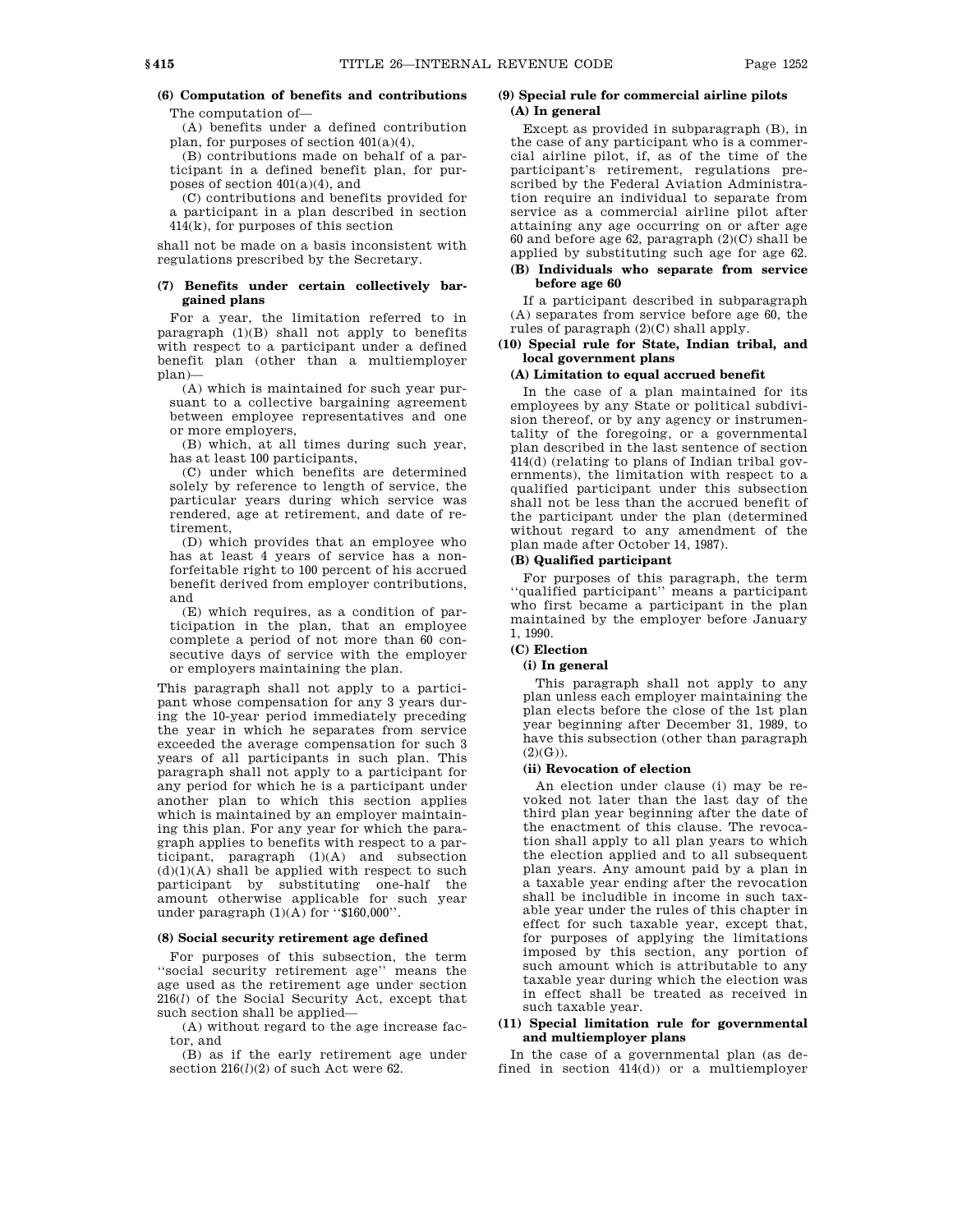**(6) Computation of benefits and contributions**

The computation of—

(A) benefits under a defined contribution plan, for purposes of section 401(a)(4),

(B) contributions made on behalf of a participant in a defined benefit plan, for purposes of section 401(a)(4), and

(C) contributions and benefits provided for a participant in a plan described in section 414(k), for purposes of this section

shall not be made on a basis inconsistent with regulations prescribed by the Secretary.

**(7) Benefits under certain collectively bargained plans**

For a year, the limitation referred to in paragraph (1)(B) shall not apply to benefits with respect to a participant under a defined benefit plan (other than a multiemployer plan)—

(A) which is maintained for such year pursuant to a collective bargaining agreement between employee representatives and one or more employers,

(B) which, at all times during such year, has at least 100 participants,

(C) under which benefits are determined solely by reference to length of service, the particular years during which service was rendered, age at retirement, and date of retirement,

(D) which provides that an employee who has at least 4 years of service has a nonforfeitable right to 100 percent of his accrued benefit derived from employer contributions, and

(E) which requires, as a condition of participation in the plan, that an employee complete a period of not more than 60 consecutive days of service with the employer or employers maintaining the plan.

This paragraph shall not apply to a participant whose compensation for any 3 years during the 10-year period immediately preceding the year in which he separates from service exceeded the average compensation for such 3 years of all participants in such plan. This paragraph shall not apply to a participant for any period for which he is a participant under another plan to which this section applies which is maintained by an employer maintaining this plan. For any year for which the paragraph applies to benefits with respect to a participant, paragraph (1)(A) and subsection (d)(1)(A) shall be applied with respect to such participant by substituting one-half the amount otherwise applicable for such year under paragraph (1)(A) for ''$160,000''.

**(8) Social security retirement age defined**

For purposes of this subsection, the term ''social security retirement age'' means the age used as the retirement age under section 216(*l*) of the Social Security Act, except that such section shall be applied—

(A) without regard to the age increase factor, and

(B) as if the early retirement age under section 216(*l*)(2) of such Act were 62.

**(9) Special rule for commercial airline pilots**

**(A) In general**

Except as provided in subparagraph (B), in the case of any participant who is a commercial airline pilot, if, as of the time of the participant's retirement, regulations prescribed by the Federal Aviation Administration require an individual to separate from service as a commercial airline pilot after attaining any age occurring on or after age 60 and before age 62, paragraph (2)(C) shall be applied by substituting such age for age 62.

**(B) Individuals who separate from service before age 60**

If a participant described in subparagraph (A) separates from service before age 60, the rules of paragraph (2)(C) shall apply.

**(10) Special rule for State, Indian tribal, and local government plans**

**(A) Limitation to equal accrued benefit**

In the case of a plan maintained for its employees by any State or political subdivision thereof, or by any agency or instrumentality of the foregoing, or a governmental plan described in the last sentence of section 414(d) (relating to plans of Indian tribal governments), the limitation with respect to a qualified participant under this subsection shall not be less than the accrued benefit of the participant under the plan (determined without regard to any amendment of the plan made after October 14, 1987).

**(B) Qualified participant**

For purposes of this paragraph, the term ''qualified participant'' means a participant who first became a participant in the plan maintained by the employer before January 1, 1990.

**(C) Election**

**(i) In general**

This paragraph shall not apply to any plan unless each employer maintaining the plan elects before the close of the 1st plan year beginning after December 31, 1989, to have this subsection (other than paragraph (2)(G)).

**(ii) Revocation of election**

An election under clause (i) may be revoked not later than the last day of the third plan year beginning after the date of the enactment of this clause. The revocation shall apply to all plan years to which the election applied and to all subsequent plan years. Any amount paid by a plan in a taxable year ending after the revocation shall be includible in income in such taxable year under the rules of this chapter in effect for such taxable year, except that, for purposes of applying the limitations imposed by this section, any portion of such amount which is attributable to any taxable year during which the election was in effect shall be treated as received in such taxable year.

**(11) Special limitation rule for governmental and multiemployer plans**

In the case of a governmental plan (as defined in section 414(d)) or a multiemployer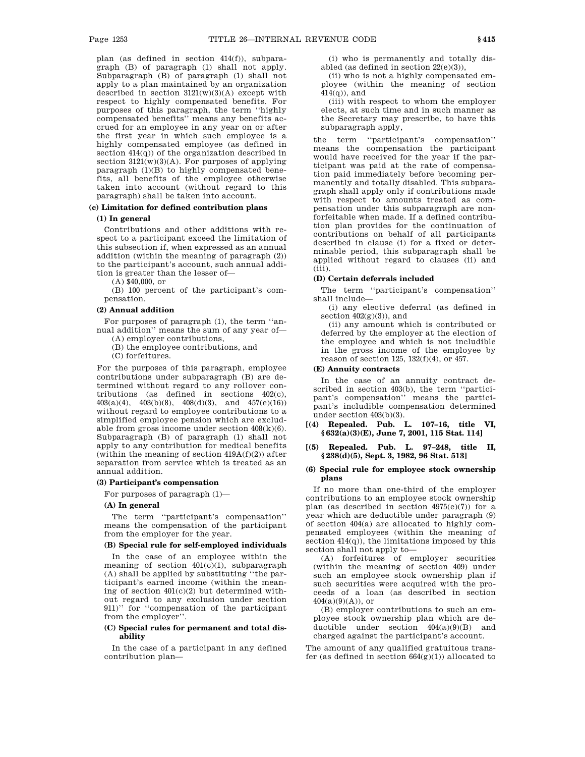plan (as defined in section 414(f)), subparagraph (B) of paragraph (1) shall not apply. Subparagraph (B) of paragraph (1) shall not apply to a plan maintained by an organization described in section 3121(w)(3)(A) except with respect to highly compensated benefits. For purposes of this paragraph, the term ''highly compensated benefits'' means any benefits accrued for an employee in any year on or after the first year in which such employee is a highly compensated employee (as defined in section 414(q)) of the organization described in section 3121(w)(3)(A). For purposes of applying paragraph (1)(B) to highly compensated benefits, all benefits of the employee otherwise taken into account (without regard to this paragraph) shall be taken into account.

### (c) Limitation for defined contribution plans

#### (1) In general

Contributions and other additions with respect to a participant exceed the limitation of this subsection if, when expressed as an annual addition (within the meaning of paragraph (2)) to the participant's account, such annual addition is greater than the lesser of—

(A) $40,000, or

(B) 100 percent of the participant's compensation.

#### (2) Annual addition

For purposes of paragraph (1), the term ''annual addition'' means the sum of any year of—

(A) employer contributions,

(B) the employee contributions, and

(C) forfeitures.

For the purposes of this paragraph, employee contributions under subparagraph (B) are determined without regard to any rollover contributions (as defined in sections 402(c), 403(a)(4), 403(b)(8), 408(d)(3), and 457(e)(16)) without regard to employee contributions to a simplified employee pension which are excludable from gross income under section 408(k)(6). Subparagraph (B) of paragraph (1) shall not apply to any contribution for medical benefits (within the meaning of section 419A(f)(2)) after separation from service which is treated as an annual addition.

#### (3) Participant's compensation

For purposes of paragraph (1)—

##### (A) In general

The term ''participant's compensation'' means the compensation of the participant from the employer for the year.

##### (B) Special rule for self-employed individuals

In the case of an employee within the meaning of section 401(c)(1), subparagraph (A) shall be applied by substituting ''the participant's earned income (within the meaning of section 401(c)(2) but determined without regard to any exclusion under section 911)'' for ''compensation of the participant from the employer''.

##### (C) Special rules for permanent and total disability

In the case of a participant in any defined contribution plan—

(i) who is permanently and totally disabled (as defined in section 22(e)(3)),

(ii) who is not a highly compensated employee (within the meaning of section 414(q)), and

(iii) with respect to whom the employer elects, at such time and in such manner as the Secretary may prescribe, to have this subparagraph apply,

the term ''participant's compensation'' means the compensation the participant would have received for the year if the participant was paid at the rate of compensation paid immediately before becoming permanently and totally disabled. This subparagraph shall apply only if contributions made with respect to amounts treated as compensation under this subparagraph are nonforfeitable when made. If a defined contribution plan provides for the continuation of contributions on behalf of all participants described in clause (i) for a fixed or determinable period, this subparagraph shall be applied without regard to clauses (ii) and (iii).

##### (D) Certain deferrals included

The term ''participant's compensation'' shall include—

(i) any elective deferral (as defined in section 402(g)(3)), and

(ii) any amount which is contributed or deferred by the employer at the election of the employee and which is not includible in the gross income of the employee by reason of section 125, 132(f)(4), or 457.

##### (E) Annuity contracts

In the case of an annuity contract described in section 403(b), the term ''participant's compensation'' means the participant's includible compensation determined under section 403(b)(3).

#### [(4) Repealed. Pub. L. 107–16, title VI, §632(a)(3)(E), June 7, 2001, 115 Stat. 114]

#### [(5) Repealed. Pub. L. 97–248, title II, §238(d)(5), Sept. 3, 1982, 96 Stat. 513]

#### (6) Special rule for employee stock ownership plans

If no more than one-third of the employer contributions to an employee stock ownership plan (as described in section 4975(e)(7)) for a year which are deductible under paragraph (9) of section 404(a) are allocated to highly compensated employees (within the meaning of section 414(q)), the limitations imposed by this section shall not apply to—

(A) forfeitures of employer securities (within the meaning of section 409) under such an employee stock ownership plan if such securities were acquired with the proceeds of a loan (as described in section 404(a)(9)(A)), or

(B) employer contributions to such an employee stock ownership plan which are deductible under section 404(a)(9)(B) and charged against the participant's account.

The amount of any qualified gratuitous transfer (as defined in section 664(g)(1)) allocated to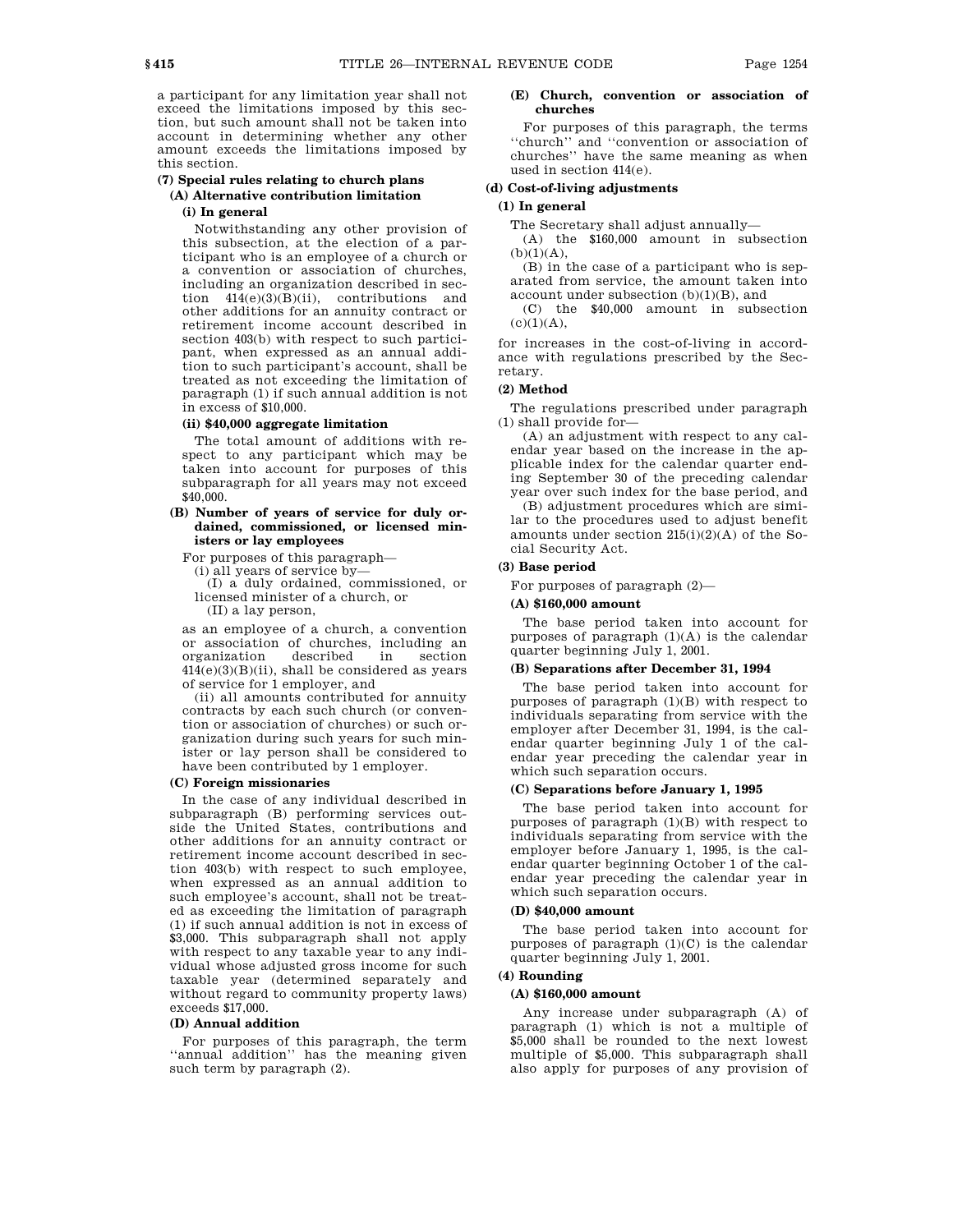a participant for any limitation year shall not exceed the limitations imposed by this section, but such amount shall not be taken into account in determining whether any other amount exceeds the limitations imposed by this section.

#### (7) Special rules relating to church plans

##### (A) Alternative contribution limitation

###### (i) In general

Notwithstanding any other provision of this subsection, at the election of a participant who is an employee of a church or a convention or association of churches, including an organization described in section 414(e)(3)(B)(ii), contributions and other additions for an annuity contract or retirement income account described in section 403(b) with respect to such participant, when expressed as an annual addition to such participant's account, shall be treated as not exceeding the limitation of paragraph (1) if such annual addition is not in excess of $10,000.

###### (ii) $40,000 aggregate limitation

The total amount of additions with respect to any participant which may be taken into account for purposes of this subparagraph for all years may not exceed $40,000.

##### (B) Number of years of service for duly ordained, commissioned, or licensed ministers or lay employees

For purposes of this paragraph—

(i) all years of service by—

(I) a duly ordained, commissioned, or licensed minister of a church, or

(II) a lay person,

as an employee of a church, a convention or association of churches, including an organization described in section 414(e)(3)(B)(ii), shall be considered as years of service for 1 employer, and

(ii) all amounts contributed for annuity contracts by each such church (or convention or association of churches) or such organization during such years for such minister or lay person shall be considered to have been contributed by 1 employer.

##### (C) Foreign missionaries

In the case of any individual described in subparagraph (B) performing services outside the United States, contributions and other additions for an annuity contract or retirement income account described in section 403(b) with respect to such employee, when expressed as an annual addition to such employee's account, shall not be treated as exceeding the limitation of paragraph (1) if such annual addition is not in excess of $3,000. This subparagraph shall not apply with respect to any taxable year to any individual whose adjusted gross income for such taxable year (determined separately and without regard to community property laws) exceeds $17,000.

##### (D) Annual addition

For purposes of this paragraph, the term ''annual addition'' has the meaning given such term by paragraph (2).

##### (E) Church, convention or association of churches

For purposes of this paragraph, the terms ''church'' and ''convention or association of churches'' have the same meaning as when used in section 414(e).

### (d) Cost-of-living adjustments

#### (1) In general

The Secretary shall adjust annually—

(A) the $160,000 amount in subsection (b)(1)(A),

(B) in the case of a participant who is separated from service, the amount taken into account under subsection (b)(1)(B), and

(C) the $40,000 amount in subsection (c)(1)(A),

for increases in the cost-of-living in accordance with regulations prescribed by the Secretary.

#### (2) Method

The regulations prescribed under paragraph (1) shall provide for—

(A) an adjustment with respect to any calendar year based on the increase in the applicable index for the calendar quarter ending September 30 of the preceding calendar year over such index for the base period, and

(B) adjustment procedures which are similar to the procedures used to adjust benefit amounts under section 215(i)(2)(A) of the Social Security Act.

#### (3) Base period

For purposes of paragraph (2)—

##### (A) $160,000 amount

The base period taken into account for purposes of paragraph (1)(A) is the calendar quarter beginning July 1, 2001.

##### (B) Separations after December 31, 1994

The base period taken into account for purposes of paragraph (1)(B) with respect to individuals separating from service with the employer after December 31, 1994, is the calendar quarter beginning July 1 of the calendar year preceding the calendar year in which such separation occurs.

##### (C) Separations before January 1, 1995

The base period taken into account for purposes of paragraph (1)(B) with respect to individuals separating from service with the employer before January 1, 1995, is the calendar quarter beginning October 1 of the calendar year preceding the calendar year in which such separation occurs.

##### (D) $40,000 amount

The base period taken into account for purposes of paragraph (1)(C) is the calendar quarter beginning July 1, 2001.

#### (4) Rounding

##### (A) $160,000 amount

Any increase under subparagraph (A) of paragraph (1) which is not a multiple of $5,000 shall be rounded to the next lowest multiple of $5,000. This subparagraph shall also apply for purposes of any provision of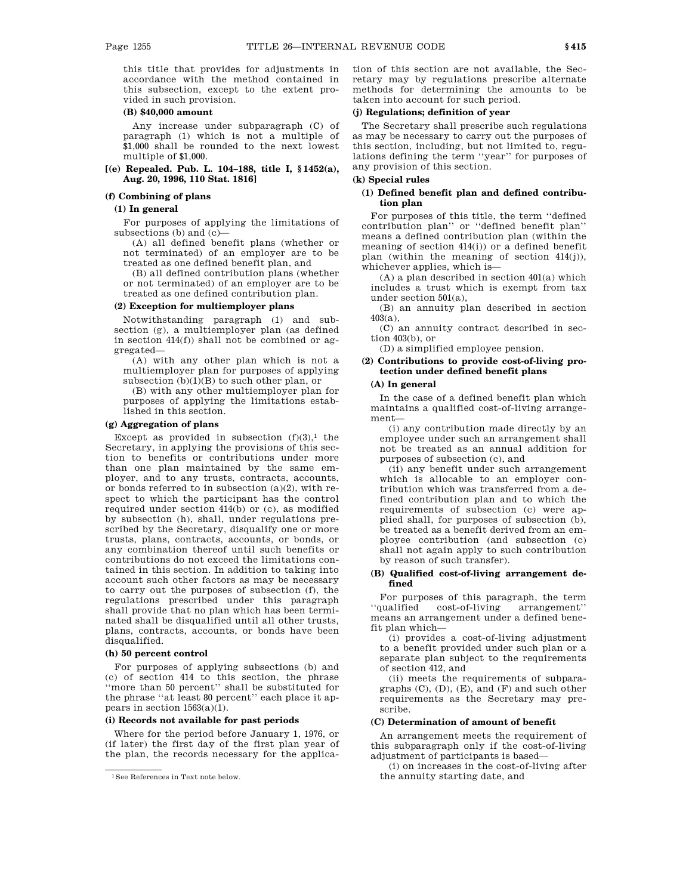this title that provides for adjustments in accordance with the method contained in this subsection, except to the extent provided in such provision.

**(B) $40,000 amount**

Any increase under subparagraph (C) of paragraph (1) which is not a multiple of $1,000 shall be rounded to the next lowest multiple of $1,000.

**[(e) Repealed. Pub. L. 104–188, title I, § 1452(a), Aug. 20, 1996, 110 Stat. 1816]**

**(f) Combining of plans**

**(1) In general**

For purposes of applying the limitations of subsections (b) and (c)—

(A) all defined benefit plans (whether or not terminated) of an employer are to be treated as one defined benefit plan, and

(B) all defined contribution plans (whether or not terminated) of an employer are to be treated as one defined contribution plan.

**(2) Exception for multiemployer plans**

Notwithstanding paragraph (1) and subsection (g), a multiemployer plan (as defined in section 414(f)) shall not be combined or aggregated—

(A) with any other plan which is not a multiemployer plan for purposes of applying subsection (b)(1)(B) to such other plan, or

(B) with any other multiemployer plan for purposes of applying the limitations established in this section.

**(g) Aggregation of plans**

Except as provided in subsection (f)(3),[1] the Secretary, in applying the provisions of this section to benefits or contributions under more than one plan maintained by the same employer, and to any trusts, contracts, accounts, or bonds referred to in subsection (a)(2), with respect to which the participant has the control required under section 414(b) or (c), as modified by subsection (h), shall, under regulations prescribed by the Secretary, disqualify one or more trusts, plans, contracts, accounts, or bonds, or any combination thereof until such benefits or contributions do not exceed the limitations contained in this section. In addition to taking into account such other factors as may be necessary to carry out the purposes of subsection (f), the regulations prescribed under this paragraph shall provide that no plan which has been terminated shall be disqualified until all other trusts, plans, contracts, accounts, or bonds have been disqualified.

**(h) 50 percent control**

For purposes of applying subsections (b) and (c) of section 414 to this section, the phrase ''more than 50 percent'' shall be substituted for the phrase ''at least 80 percent'' each place it appears in section 1563(a)(1).

**(i) Records not available for past periods**

Where for the period before January 1, 1976, or (if later) the first day of the first plan year of the plan, the records necessary for the application of this section are not available, the Secretary may by regulations prescribe alternate methods for determining the amounts to be taken into account for such period.

**(j) Regulations; definition of year**

The Secretary shall prescribe such regulations as may be necessary to carry out the purposes of this section, including, but not limited to, regulations defining the term ''year'' for purposes of any provision of this section.

**(k) Special rules**

**(1) Defined benefit plan and defined contribution plan**

For purposes of this title, the term ''defined contribution plan'' or ''defined benefit plan'' means a defined contribution plan (within the meaning of section 414(i)) or a defined benefit plan (within the meaning of section 414(j)), whichever applies, which is—

(A) a plan described in section 401(a) which includes a trust which is exempt from tax under section 501(a),

(B) an annuity plan described in section 403(a),

(C) an annuity contract described in section 403(b), or

(D) a simplified employee pension.

**(2) Contributions to provide cost-of-living protection under defined benefit plans**

**(A) In general**

In the case of a defined benefit plan which maintains a qualified cost-of-living arrangement—

(i) any contribution made directly by an employee under such an arrangement shall not be treated as an annual addition for purposes of subsection (c), and

(ii) any benefit under such arrangement which is allocable to an employer contribution which was transferred from a defined contribution plan and to which the requirements of subsection (c) were applied shall, for purposes of subsection (b), be treated as a benefit derived from an employee contribution (and subsection (c) shall not again apply to such contribution by reason of such transfer).

**(B) Qualified cost-of-living arrangement defined**

For purposes of this paragraph, the term ''qualified cost-of-living arrangement'' means an arrangement under a defined benefit plan which—

(i) provides a cost-of-living adjustment to a benefit provided under such plan or a separate plan subject to the requirements of section 412, and

(ii) meets the requirements of subparagraphs (C), (D), (E), and (F) and such other requirements as the Secretary may prescribe.

**(C) Determination of amount of benefit**

An arrangement meets the requirement of this subparagraph only if the cost-of-living adjustment of participants is based—

(i) on increases in the cost-of-living after the annuity starting date, and

[1] See References in Text note below.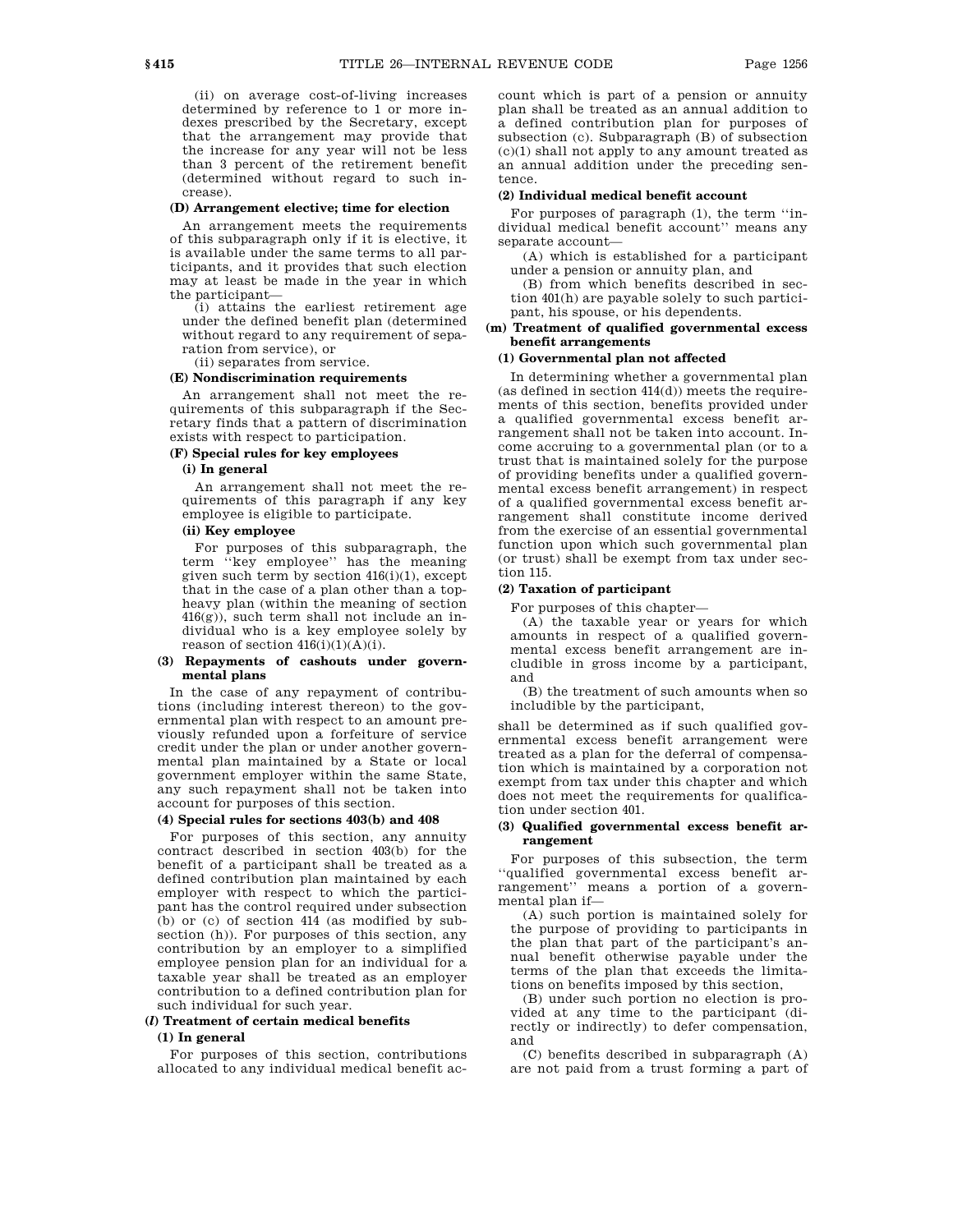(ii) on average cost-of-living increases determined by reference to 1 or more indexes prescribed by the Secretary, except that the arrangement may provide that the increase for any year will not be less than 3 percent of the retirement benefit (determined without regard to such increase).

**(D) Arrangement elective; time for election**

An arrangement meets the requirements of this subparagraph only if it is elective, it is available under the same terms to all participants, and it provides that such election may at least be made in the year in which the participant—

(i) attains the earliest retirement age under the defined benefit plan (determined without regard to any requirement of separation from service), or

(ii) separates from service.

**(E) Nondiscrimination requirements**

An arrangement shall not meet the requirements of this subparagraph if the Secretary finds that a pattern of discrimination exists with respect to participation.

**(F) Special rules for key employees**

**(i) In general**

An arrangement shall not meet the requirements of this paragraph if any key employee is eligible to participate.

**(ii) Key employee**

For purposes of this subparagraph, the term ''key employee'' has the meaning given such term by section 416(i)(1), except that in the case of a plan other than a top-heavy plan (within the meaning of section 416(g)), such term shall not include an individual who is a key employee solely by reason of section 416(i)(1)(A)(i).

**(3) Repayments of cashouts under governmental plans**

In the case of any repayment of contributions (including interest thereon) to the governmental plan with respect to an amount previously refunded upon a forfeiture of service credit under the plan or under another governmental plan maintained by a State or local government employer within the same State, any such repayment shall not be taken into account for purposes of this section.

**(4) Special rules for sections 403(b) and 408**

For purposes of this section, any annuity contract described in section 403(b) for the benefit of a participant shall be treated as a defined contribution plan maintained by each employer with respect to which the participant has the control required under subsection (b) or (c) of section 414 (as modified by subsection (h)). For purposes of this section, any contribution by an employer to a simplified employee pension plan for an individual for a taxable year shall be treated as an employer contribution to a defined contribution plan for such individual for such year.

**(*l*) Treatment of certain medical benefits**

**(1) In general**

For purposes of this section, contributions allocated to any individual medical benefit account which is part of a pension or annuity plan shall be treated as an annual addition to a defined contribution plan for purposes of subsection (c). Subparagraph (B) of subsection (c)(1) shall not apply to any amount treated as an annual addition under the preceding sentence.

**(2) Individual medical benefit account**

For purposes of paragraph (1), the term ''individual medical benefit account'' means any separate account—

(A) which is established for a participant under a pension or annuity plan, and

(B) from which benefits described in section 401(h) are payable solely to such participant, his spouse, or his dependents.

**(m) Treatment of qualified governmental excess benefit arrangements**

**(1) Governmental plan not affected**

In determining whether a governmental plan (as defined in section 414(d)) meets the requirements of this section, benefits provided under a qualified governmental excess benefit arrangement shall not be taken into account. Income accruing to a governmental plan (or to a trust that is maintained solely for the purpose of providing benefits under a qualified governmental excess benefit arrangement) in respect of a qualified governmental excess benefit arrangement shall constitute income derived from the exercise of an essential governmental function upon which such governmental plan (or trust) shall be exempt from tax under section 115.

**(2) Taxation of participant**

For purposes of this chapter—

(A) the taxable year or years for which amounts in respect of a qualified governmental excess benefit arrangement are includible in gross income by a participant, and

(B) the treatment of such amounts when so includible by the participant,

shall be determined as if such qualified governmental excess benefit arrangement were treated as a plan for the deferral of compensation which is maintained by a corporation not exempt from tax under this chapter and which does not meet the requirements for qualification under section 401.

**(3) Qualified governmental excess benefit arrangement**

For purposes of this subsection, the term ''qualified governmental excess benefit arrangement'' means a portion of a governmental plan if—

(A) such portion is maintained solely for the purpose of providing to participants in the plan that part of the participant's annual benefit otherwise payable under the terms of the plan that exceeds the limitations on benefits imposed by this section,

(B) under such portion no election is provided at any time to the participant (directly or indirectly) to defer compensation, and

(C) benefits described in subparagraph (A) are not paid from a trust forming a part of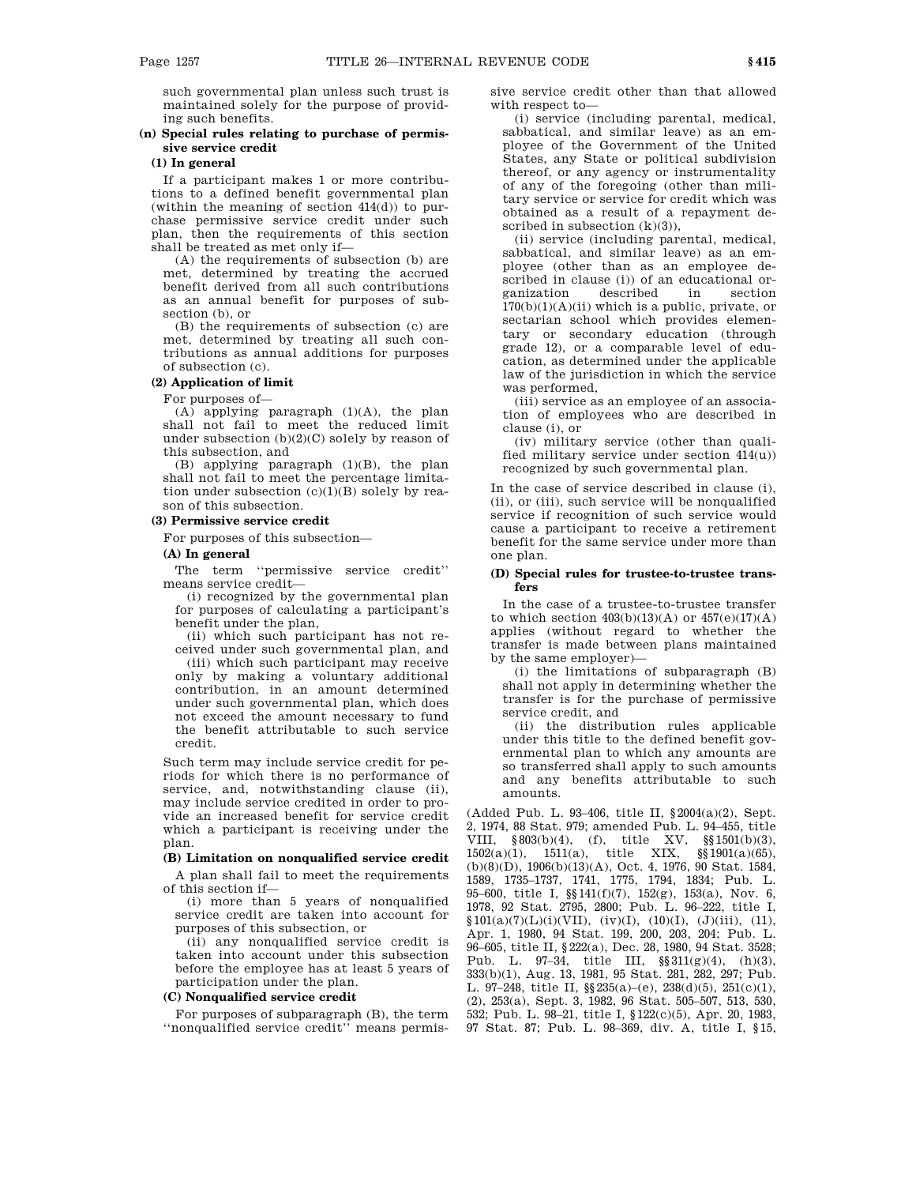such governmental plan unless such trust is maintained solely for the purpose of providing such benefits.

#### (n) Special rules relating to purchase of permissive service credit

##### (1) In general

If a participant makes 1 or more contributions to a defined benefit governmental plan (within the meaning of section 414(d)) to purchase permissive service credit under such plan, then the requirements of this section shall be treated as met only if—

(A) the requirements of subsection (b) are met, determined by treating the accrued benefit derived from all such contributions as an annual benefit for purposes of subsection (b), or

(B) the requirements of subsection (c) are met, determined by treating all such contributions as annual additions for purposes of subsection (c).

##### (2) Application of limit

For purposes of—

(A) applying paragraph (1)(A), the plan shall not fail to meet the reduced limit under subsection (b)(2)(C) solely by reason of this subsection, and

(B) applying paragraph (1)(B), the plan shall not fail to meet the percentage limitation under subsection (c)(1)(B) solely by reason of this subsection.

##### (3) Permissive service credit

For purposes of this subsection—

###### (A) In general

The term "permissive service credit" means service credit—

(i) recognized by the governmental plan for purposes of calculating a participant's benefit under the plan,

(ii) which such participant has not received under such governmental plan, and

(iii) which such participant may receive only by making a voluntary additional contribution, in an amount determined under such governmental plan, which does not exceed the amount necessary to fund the benefit attributable to such service credit.

Such term may include service credit for periods for which there is no performance of service, and, notwithstanding clause (ii), may include service credited in order to provide an increased benefit for service credit which a participant is receiving under the plan.

###### (B) Limitation on nonqualified service credit

A plan shall fail to meet the requirements of this section if—

(i) more than 5 years of nonqualified service credit are taken into account for purposes of this subsection, or

(ii) any nonqualified service credit is taken into account under this subsection before the employee has at least 5 years of participation under the plan.

###### (C) Nonqualified service credit

For purposes of subparagraph (B), the term "nonqualified service credit" means permissive service credit other than that allowed with respect to—

(i) service (including parental, medical, sabbatical, and similar leave) as an employee of the Government of the United States, any State or political subdivision thereof, or any agency or instrumentality of any of the foregoing (other than military service or service for credit which was obtained as a result of a repayment described in subsection (k)(3)),

(ii) service (including parental, medical, sabbatical, and similar leave) as an employee (other than as an employee described in clause (i)) of an educational organization described in section 170(b)(1)(A)(ii) which is a public, private, or sectarian school which provides elementary or secondary education (through grade 12), or a comparable level of education, as determined under the applicable law of the jurisdiction in which the service was performed,

(iii) service as an employee of an association of employees who are described in clause (i), or

(iv) military service (other than qualified military service under section 414(u)) recognized by such governmental plan.

In the case of service described in clause (i), (ii), or (iii), such service will be nonqualified service if recognition of such service would cause a participant to receive a retirement benefit for the same service under more than one plan.

###### (D) Special rules for trustee-to-trustee transfers

In the case of a trustee-to-trustee transfer to which section 403(b)(13)(A) or 457(e)(17)(A) applies (without regard to whether the transfer is made between plans maintained by the same employer)—

(i) the limitations of subparagraph (B) shall not apply in determining whether the transfer is for the purchase of permissive service credit, and

(ii) the distribution rules applicable under this title to the defined benefit governmental plan to which any amounts are so transferred shall apply to such amounts and any benefits attributable to such amounts.

(Added Pub. L. 93–406, title II, §2004(a)(2), Sept. 2, 1974, 88 Stat. 979; amended Pub. L. 94–455, title VIII, §803(b)(4), (f), title XV, §§1501(b)(3), 1502(a)(1), 1511(a), title XIX, §§1901(a)(65), (b)(8)(D), 1906(b)(13)(A), Oct. 4, 1976, 90 Stat. 1584, 1589, 1735–1737, 1741, 1775, 1794, 1834; Pub. L. 95–600, title I, §§141(f)(7), 152(g), 153(a), Nov. 6, 1978, 92 Stat. 2795, 2800; Pub. L. 96–222, title I, §101(a)(7)(L)(i)(VII), (iv)(I), (10)(I), (J)(iii), (11), Apr. 1, 1980, 94 Stat. 199, 200, 203, 204; Pub. L. 96–605, title II, §222(a), Dec. 28, 1980, 94 Stat. 3528; Pub. L. 97–34, title III, §§311(g)(4), (h)(3), 333(b)(1), Aug. 13, 1981, 95 Stat. 281, 282, 297; Pub. L. 97–248, title II, §§235(a)–(e), 238(d)(5), 251(c)(1), (2), 253(a), Sept. 3, 1982, 96 Stat. 505–507, 513, 530, 532; Pub. L. 98–21, title I, §122(c)(5), Apr. 20, 1983, 97 Stat. 87; Pub. L. 98–369, div. A, title I, §15,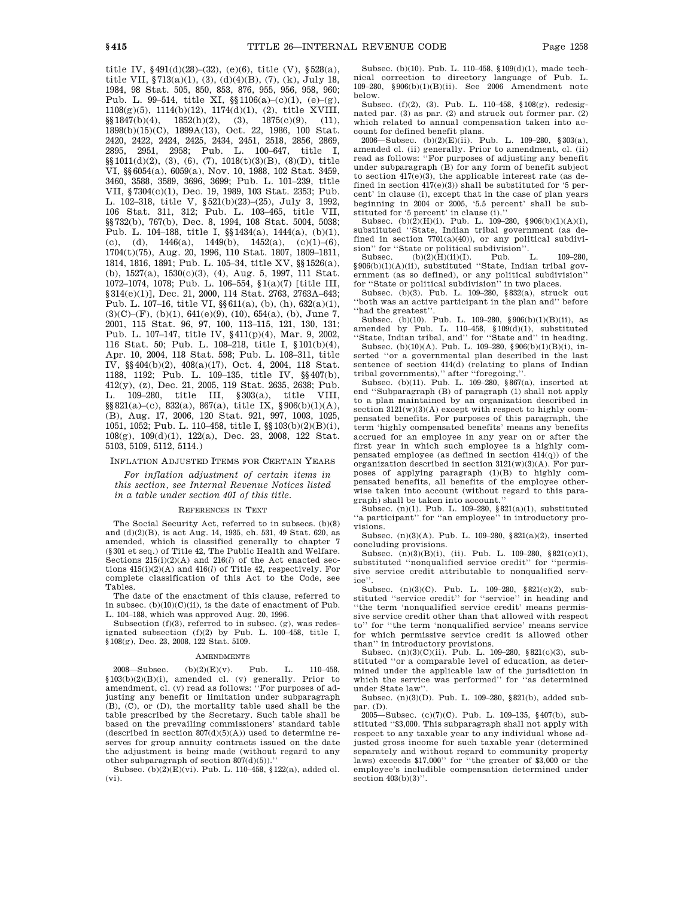title IV, §491(d)(28)–(32), (e)(6), title (V), §528(a), title VII, §713(a)(1), (3), (d)(4)(B), (7), (k), July 18, 1984, 98 Stat. 505, 850, 853, 876, 955, 956, 958, 960; Pub. L. 99–514, title XI, §§1106(a)–(c)(1), (e)–(g), 1108(g)(5), 1114(b)(12), 1174(d)(1), (2), title XVIII, §§1847(b)(4), 1852(h)(2), (3), 1875(c)(9), (11), 1898(b)(15)(C), 1899A(13), Oct. 22, 1986, 100 Stat. 2420, 2422, 2424, 2425, 2434, 2451, 2518, 2856, 2869, 2895, 2951, 2958; Pub. L. 100–647, title I, §§1011(d)(2), (3), (6), (7), 1018(t)(3)(B), (8)(D), title VI, §§6054(a), 6059(a), Nov. 10, 1988, 102 Stat. 3459, 3460, 3588, 3589, 3696, 3699; Pub. L. 101–239, title VII, §7304(c)(1), Dec. 19, 1989, 103 Stat. 2353; Pub. L. 102–318, title V, §521(b)(23)–(25), July 3, 1992, 106 Stat. 311, 312; Pub. L. 103–465, title VII, §§732(b), 767(b), Dec. 8, 1994, 108 Stat. 5004, 5038; Pub. L. 104–188, title I, §§1434(a), 1444(a), (b)(1), (c), (d), 1446(a), 1449(b), 1452(a), (c)(1)–(6), 1704(t)(75), Aug. 20, 1996, 110 Stat. 1807, 1809–1811, 1814, 1816, 1891; Pub. L. 105–34, title XV, §§1526(a), (b), 1527(a), 1530(c)(3), (4), Aug. 5, 1997, 111 Stat. 1072–1074, 1078; Pub. L. 106–554, §1(a)(7) [title III, §314(e)(1)], Dec. 21, 2000, 114 Stat. 2763, 2763A–643; Pub. L. 107–16, title VI, §§611(a), (b), (h), 632(a)(1), (3)(C)–(F), (b)(1), 641(e)(9), (10), 654(a), (b), June 7, 2001, 115 Stat. 96, 97, 100, 113–115, 121, 130, 131; Pub. L. 107–147, title IV, §411(p)(4), Mar. 9, 2002, 116 Stat. 50; Pub. L. 108–218, title I, §101(b)(4), Apr. 10, 2004, 118 Stat. 598; Pub. L. 108–311, title IV, §§404(b)(2), 408(a)(17), Oct. 4, 2004, 118 Stat. 1188, 1192; Pub. L. 109–135, title IV, §§407(b), 412(y), (z), Dec. 21, 2005, 119 Stat. 2635, 2638; Pub. L. 109–280, title III, §303(a), title VIII, §§821(a)–(c), 832(a), 867(a), title IX, §906(b)(1)(A), (B), Aug. 17, 2006, 120 Stat. 921, 997, 1003, 1025, 1051, 1052; Pub. L. 110–458, title I, §§103(b)(2)(B)(i), 108(g), 109(d)(1), 122(a), Dec. 23, 2008, 122 Stat. 5103, 5109, 5112, 5114.)

## INFLATION ADJUSTED ITEMS FOR CERTAIN YEARS

*For inflation adjustment of certain items in this section, see Internal Revenue Notices listed in a table under section 401 of this title.*

### REFERENCES IN TEXT

The Social Security Act, referred to in subsecs. (b)(8) and (d)(2)(B), is act Aug. 14, 1935, ch. 531, 49 Stat. 620, as amended, which is classified generally to chapter 7 (§301 et seq.) of Title 42, The Public Health and Welfare. Sections 215(i)(2)(A) and 216(*l*) of the Act enacted sections 415(i)(2)(A) and 416(*l*) of Title 42, respectively. For complete classification of this Act to the Code, see Tables.

The date of the enactment of this clause, referred to in subsec. (b)(10)(C)(ii), is the date of enactment of Pub. L. 104–188, which was approved Aug. 20, 1996.

Subsection (f)(3), referred to in subsec. (g), was redesignated subsection (f)(2) by Pub. L. 100–458, title I, §108(g), Dec. 23, 2008, 122 Stat. 5109.

### AMENDMENTS

2008—Subsec. (b)(2)(E)(v). Pub. L. 110–458, §103(b)(2)(B)(i), amended cl. (v) generally. Prior to amendment, cl. (v) read as follows: ''For purposes of adjusting any benefit or limitation under subparagraph (B), (C), or (D), the mortality table used shall be the table prescribed by the Secretary. Such table shall be based on the prevailing commissioners' standard table (described in section 807(d)(5)(A)) used to determine reserves for group annuity contracts issued on the date the adjustment is being made (without regard to any other subparagraph of section 807(d)(5)).''

Subsec. (b)(2)(E)(vi). Pub. L. 110–458, §122(a), added cl. (vi).

Subsec. (b)(10). Pub. L. 110–458, §109(d)(1), made technical correction to directory language of Pub. L. 109–280, §906(b)(1)(B)(ii). See 2006 Amendment note below.

Subsec. (f)(2), (3). Pub. L. 110–458, §108(g), redesignated par. (3) as par. (2) and struck out former par. (2) which related to annual compensation taken into account for defined benefit plans.

2006—Subsec. (b)(2)(E)(ii). Pub. L. 109–280, §303(a), amended cl. (ii) generally. Prior to amendment, cl. (ii) read as follows: ''For purposes of adjusting any benefit under subparagraph (B) for any form of benefit subject to section 417(e)(3), the applicable interest rate (as defined in section 417(e)(3)) shall be substituted for '5 percent' in clause (i), except that in the case of plan years beginning in 2004 or 2005, '5.5 percent' shall be substituted for '5 percent' in clause (i).''

Subsec. (b)(2)(H)(i). Pub. L. 109–280, §906(b)(1)(A)(i), substituted ''State, Indian tribal government (as defined in section 7701(a)(40)), or any political subdivision'' for ''State or political subdivision''.

Subsec. (b)(2)(H)(ii)(I). Pub. L. 109–280, §906(b)(1)(A)(ii), substituted ''State, Indian tribal government (as so defined), or any political subdivision'' for ''State or political subdivision'' in two places.

Subsec. (b)(3). Pub. L. 109–280, §832(a), struck out ''both was an active participant in the plan and'' before ''had the greatest''.

Subsec. (b)(10). Pub. L. 109–280, §906(b)(1)(B)(ii), as amended by Pub. L. 110–458, §109(d)(1), substituted ''State, Indian tribal, and'' for ''State and'' in heading.

Subsec. (b)(10)(A). Pub. L. 109–280, §906(b)(1)(B)(i), inserted ''or a governmental plan described in the last sentence of section 414(d) (relating to plans of Indian tribal governments),'' after ''foregoing,''.

Subsec. (b)(11). Pub. L. 109–280, §867(a), inserted at end ''Subparagraph (B) of paragraph (1) shall not apply to a plan maintained by an organization described in section 3121(w)(3)(A) except with respect to highly compensated benefits. For purposes of this paragraph, the term 'highly compensated benefits' means any benefits accrued for an employee in any year on or after the first year in which such employee is a highly compensated employee (as defined in section 414(q)) of the organization described in section 3121(w)(3)(A). For purposes of applying paragraph (1)(B) to highly compensated benefits, all benefits of the employee otherwise taken into account (without regard to this paragraph) shall be taken into account.''

Subsec. (n)(1). Pub. L. 109–280, §821(a)(1), substituted ''a participant'' for ''an employee'' in introductory provisions.

Subsec. (n)(3)(A). Pub. L. 109–280, §821(a)(2), inserted concluding provisions.

Subsec. (n)(3)(B)(i), (ii). Pub. L. 109–280, §821(c)(1), substituted ''nonqualified service credit'' for ''permissive service credit attributable to nonqualified service''.

Subsec. (n)(3)(C). Pub. L. 109–280, §821(c)(2), substituted ''service credit'' for ''service'' in heading and ''the term 'nonqualified service credit' means permissive service credit other than that allowed with respect to'' for ''the term 'nonqualified service' means service for which permissive service credit is allowed other than'' in introductory provisions.

Subsec. (n)(3)(C)(ii). Pub. L. 109–280, §821(c)(3), substituted ''or a comparable level of education, as determined under the applicable law of the jurisdiction in which the service was performed'' for ''as determined under State law''.

Subsec. (n)(3)(D). Pub. L. 109–280, §821(b), added subpar. (D).

2005—Subsec. (c)(7)(C). Pub. L. 109–135, §407(b), substituted ''$3,000. This subparagraph shall not apply with respect to any taxable year to any individual whose adjusted gross income for such taxable year (determined separately and without regard to community property laws) exceeds $17,000'' for ''the greater of $3,000 or the employee's includible compensation determined under section 403(b)(3)''.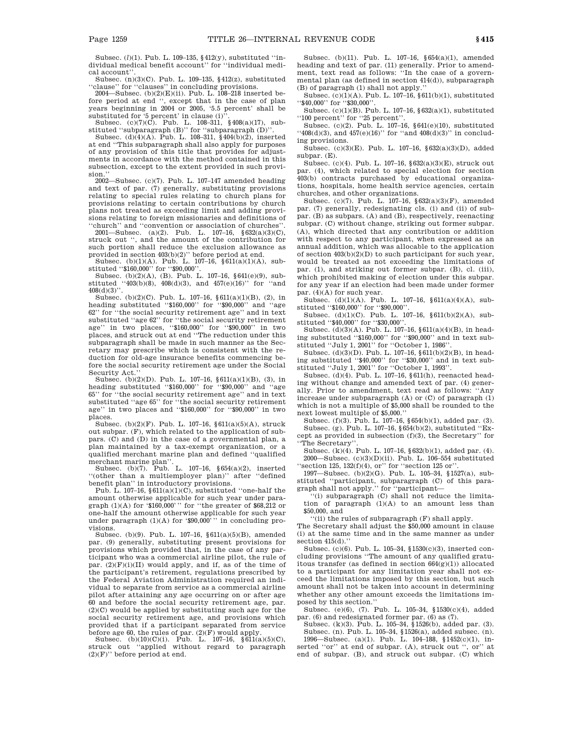Subsec. (*l*)(1). Pub. L. 109–135, §412(y), substituted ''individual medical benefit account'' for ''individual medical account''.

Subsec. (n)(3)(C). Pub. L. 109–135, §412(z), substituted ''clause'' for ''clauses'' in concluding provisions.

2004—Subsec. (b)(2)(E)(ii). Pub. L. 108–218 inserted before period at end '', except that in the case of plan years beginning in 2004 or 2005, '5.5 percent' shall be substituted for '5 percent' in clause (i)''.

Subsec. (c)(7)(C). Pub. L. 108–311, §408(a)(17), substituted ''subparagraph (B)'' for ''subparagraph (D)''.

Subsec. (d)(4)(A). Pub. L. 108–311, §404(b)(2), inserted at end ''This subparagraph shall also apply for purposes of any provision of this title that provides for adjustments in accordance with the method contained in this subsection, except to the extent provided in such provision.''

2002—Subsec. (c)(7). Pub. L. 107–147 amended heading and text of par. (7) generally, substituting provisions relating to special rules relating to church plans for provisions relating to certain contributions by church plans not treated as exceeding limit and adding provisions relating to foreign missionaries and definitions of ''church'' and ''convention or association of churches''.

2001—Subsec. (a)(2). Pub. L. 107–16, §632(a)(3)(C), struck out '', and the amount of the contribution for such portion shall reduce the exclusion allowance as provided in section 403(b)(2)'' before period at end.

Subsec. (b)(1)(A). Pub. L. 107–16, §611(a)(1)(A), substituted ''$160,000'' for ''$90,000''.

Subsec. (b)(2)(A), (B). Pub. L. 107–16, §641(e)(9), substituted ''403(b)(8), 408(d)(3), and 457(e)(16)'' for ''and 408(d)(3)''.

Subsec. (b)(2)(C). Pub. L. 107–16, §611(a)(1)(B), (2), in heading substituted ''$160,000'' for ''$90,000'' and ''age 62'' for ''the social security retirement age'' and in text substituted ''age 62'' for ''the social security retirement age'' in two places, ''$160,000'' for ''$90,000'' in two places, and struck out at end ''The reduction under this subparagraph shall be made in such manner as the Secretary may prescribe which is consistent with the reduction for old-age insurance benefits commencing before the social security retirement age under the Social Security Act.''

Subsec. (b)(2)(D). Pub. L. 107–16, §611(a)(1)(B), (3), in heading substituted ''$160,000'' for ''$90,000'' and ''age 65'' for ''the social security retirement age'' and in text substituted ''age 65'' for ''the social security retirement age'' in two places and ''$160,000'' for ''$90,000'' in two places.

Subsec. (b)(2)(F). Pub. L. 107–16, §611(a)(5)(A), struck out subpar. (F), which related to the application of subpars. (C) and (D) in the case of a governmental plan, a plan maintained by a tax-exempt organization, or a qualified merchant marine plan and defined ''qualified merchant marine plan''.

Subsec. (b)(7). Pub. L. 107–16, §654(a)(2), inserted ''(other than a multiemployer plan)'' after ''defined benefit plan'' in introductory provisions.

Pub. L. 107–16, §611(a)(1)(C), substituted ''one-half the amount otherwise applicable for such year under paragraph (1)(A) for '$160,000' '' for ''the greater of $68,212 or one-half the amount otherwise applicable for such year under paragraph (1)(A) for '$90,000' '' in concluding provisions.

Subsec. (b)(9). Pub. L. 107–16, §611(a)(5)(B), amended par. (9) generally, substituting present provisions for provisions which provided that, in the case of any participant who was a commercial airline pilot, the rule of par. (2)(F)(i)(II) would apply, and if, as of the time of the participant's retirement, regulations prescribed by the Federal Aviation Administration required an individual to separate from service as a commercial airline pilot after attaining any age occurring on or after age 60 and before the social security retirement age, par. (2)(C) would be applied by substituting such age for the social security retirement age, and provisions which provided that if a participant separated from service before age 60, the rules of par. (2)(F) would apply.

Subsec. (b)(10)(C)(i). Pub. L. 107–16, §611(a)(5)(C), struck out ''applied without regard to paragraph (2)(F)'' before period at end.

Subsec. (b)(11). Pub. L. 107–16, §654(a)(1), amended heading and text of par. (11) generally. Prior to amendment, text read as follows: ''In the case of a governmental plan (as defined in section 414(d)), subparagraph (B) of paragraph (1) shall not apply.''

Subsec. (c)(1)(A). Pub. L. 107–16, §611(b)(1), substituted ''$40,000'' for ''$30,000''.

Subsec. (c)(1)(B). Pub. L. 107–16, §632(a)(1), substituted ''100 percent'' for ''25 percent''.

Subsec. (c)(2). Pub. L. 107–16, §641(e)(10), substituted ''408(d)(3), and 457(e)(16)'' for ''and 408(d)(3)'' in concluding provisions.

Subsec. (c)(3)(E). Pub. L. 107–16, §632(a)(3)(D), added subpar. (E).

Subsec. (c)(4). Pub. L. 107–16, §632(a)(3)(E), struck out par. (4), which related to special election for section 403(b) contracts purchased by educational organizations, hospitals, home health service agencies, certain churches, and other organizations.

Subsec. (c)(7). Pub. L. 107–16, §632(a)(3)(F), amended par. (7) generally, redesignating cls. (i) and (ii) of subpar. (B) as subpars. (A) and (B), respectively, reenacting subpar. (C) without change, striking out former subpar. (A), which directed that any contribution or addition with respect to any participant, when expressed as an annual addition, which was allocable to the application of section 403(b)(2)(D) to such participant for such year, would be treated as not exceeding the limitations of par. (1), and striking out former subpar. (B), cl. (iii), which prohibited making of election under this subpar. for any year if an election had been made under former par. (4)(A) for such year.

Subsec. (d)(1)(A). Pub. L. 107–16, §611(a)(4)(A), substituted ''$160,000'' for ''$90,000''.

Subsec. (d)(1)(C). Pub. L. 107–16, §611(b)(2)(A), substituted ''$40,000'' for ''$30,000''.

Subsec. (d)(3)(A). Pub. L. 107–16, §611(a)(4)(B), in heading substituted ''$160,000'' for ''$90,000'' and in text substituted ''July 1, 2001'' for ''October 1, 1986''.

Subsec. (d)(3)(D). Pub. L. 107–16, §611(b)(2)(B), in heading substituted ''$40,000'' for ''$30,000'' and in text substituted ''July 1, 2001'' for ''October 1, 1993''.

Subsec. (d)(4). Pub. L. 107–16, §611(h), reenacted heading without change and amended text of par. (4) generally. Prior to amendment, text read as follows: ''Any increase under subparagraph (A) or (C) of paragraph (1) which is not a multiple of $5,000 shall be rounded to the next lowest multiple of $5,000.''

Subsec. (f)(3). Pub. L. 107–16, §654(b)(1), added par. (3).

Subsec. (g). Pub. L. 107–16, §654(b)(2), substituted ''Except as provided in subsection (f)(3), the Secretary'' for ''The Secretary''.

Subsec. (k)(4). Pub. L. 107–16, §632(b)(1), added par. (4).

2000—Subsec. (c)(3)(D)(ii). Pub. L. 106–554 substituted ''section 125, 132(f)(4), or'' for ''section 125 or''.

1997—Subsec. (b)(2)(G). Pub. L. 105–34, §1527(a), substituted ''participant, subparagraph (C) of this paragraph shall not apply.'' for ''participant—

''(i) subparagraph (C) shall not reduce the limitation of paragraph (1)(A) to an amount less than $50,000, and

''(ii) the rules of subparagraph (F) shall apply.

The Secretary shall adjust the $50,000 amount in clause (i) at the same time and in the same manner as under section 415(d).''

Subsec. (c)(6). Pub. L. 105–34, §1530(c)(3), inserted concluding provisions ''The amount of any qualified gratuitous transfer (as defined in section 664(g)(1)) allocated to a participant for any limitation year shall not exceed the limitations imposed by this section, but such amount shall not be taken into account in determining whether any other amount exceeds the limitations imposed by this section.''

Subsec. (e)(6), (7). Pub. L. 105–34, §1530(c)(4), added par. (6) and redesignated former par. (6) as (7).

Subsec. (k)(3). Pub. L. 105–34, §1526(b), added par. (3).

Subsec. (n). Pub. L. 105–34, §1526(a), added subsec. (n).

1996—Subsec. (a)(1). Pub. L. 104–188, §1452(c)(1), inserted ''or'' at end of subpar. (A), struck out '', or'' at end of subpar. (B), and struck out subpar. (C) which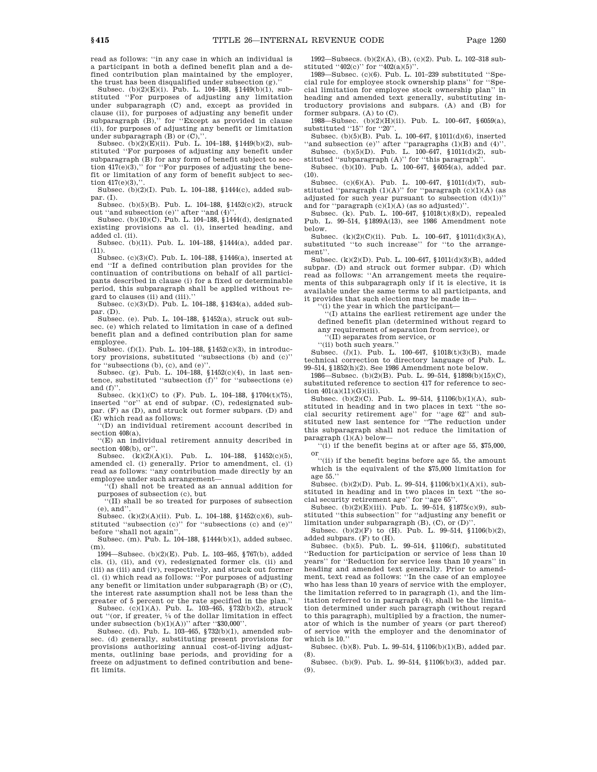read as follows: ''in any case in which an individual is a participant in both a defined benefit plan and a defined contribution plan maintained by the employer, the trust has been disqualified under subsection (g).''

Subsec. (b)(2)(E)(i). Pub. L. 104–188, §1449(b)(1), substituted ''For purposes of adjusting any limitation under subparagraph (C) and, except as provided in clause (ii), for purposes of adjusting any benefit under subparagraph (B),'' for ''Except as provided in clause (ii), for purposes of adjusting any benefit or limitation under subparagraph (B) or (C),''.

Subsec. (b)(2)(E)(ii). Pub. L. 104–188, §1449(b)(2), substituted ''For purposes of adjusting any benefit under subparagraph (B) for any form of benefit subject to section 417(e)(3),'' for ''For purposes of adjusting the benefit or limitation of any form of benefit subject to section 417(e)(3),''.

Subsec. (b)(2)(I). Pub. L. 104–188, §1444(c), added subpar. (I).

Subsec. (b)(5)(B). Pub. L. 104–188, §1452(c)(2), struck out ''and subsection (e)'' after ''and (4)''.

Subsec. (b)(10)(C). Pub. L. 104–188, §1444(d), designated existing provisions as cl. (i), inserted heading, and added cl. (ii).

Subsec. (b)(11). Pub. L. 104–188, §1444(a), added par. (11).

Subsec. (c)(3)(C). Pub. L. 104–188, §1446(a), inserted at end ''If a defined contribution plan provides for the continuation of contributions on behalf of all participants described in clause (i) for a fixed or determinable period, this subparagraph shall be applied without regard to clauses (ii) and (iii).''

Subsec. (c)(3)(D). Pub. L. 104–188, §1434(a), added subpar. (D).

Subsec. (e). Pub. L. 104–188, §1452(a), struck out subsec. (e) which related to limitation in case of a defined benefit plan and a defined contribution plan for same employee.

Subsec. (f)(1). Pub. L. 104–188, §1452(c)(3), in introductory provisions, substituted ''subsections (b) and (c)'' for ''subsections (b), (c), and (e)''.

Subsec. (g). Pub. L. 104–188, §1452(c)(4), in last sentence, substituted ''subsection (f)'' for ''subsections (e) and (f)''.

Subsec. (k)(1)(C) to (F). Pub. L. 104–188, §1704(t)(75), inserted ''or'' at end of subpar. (C), redesignated subpar. (F) as (D), and struck out former subpars. (D) and (E) which read as follows:

''(D) an individual retirement account described in section 408(a),

''(E) an individual retirement annuity described in section 408(b), or''.

Subsec. (k)(2)(A)(i). Pub. L. 104–188, §1452(c)(5), amended cl. (i) generally. Prior to amendment, cl. (i) read as follows: ''any contribution made directly by an employee under such arrangement—

''(I) shall not be treated as an annual addition for purposes of subsection (c), but

''(II) shall be so treated for purposes of subsection (e), and''.

Subsec. (k)(2)(A)(ii). Pub. L. 104–188, §1452(c)(6), substituted ''subsection (c)'' for ''subsections (c) and (e)'' before ''shall not again''.

Subsec. (m). Pub. L. 104–188, §1444(b)(1), added subsec. (m).

1994—Subsec. (b)(2)(E). Pub. L. 103–465, §767(b), added cls. (i), (ii), and (v), redesignated former cls. (ii) and (iii) as (iii) and (iv), respectively, and struck out former cl. (i) which read as follows: ''For purposes of adjusting any benefit or limitation under subparagraph (B) or (C), the interest rate assumption shall not be less than the greater of 5 percent or the rate specified in the plan.''

Subsec. (c)(1)(A). Pub. L. 103–465, §732(b)(2), struck out ''(or, if greater, ¼ of the dollar limitation in effect under subsection (b)(1)(A))'' after ''$30,000''.

Subsec. (d). Pub. L. 103–465, §732(b)(1), amended subsec. (d) generally, substituting present provisions for provisions authorizing annual cost-of-living adjustments, outlining base periods, and providing for a freeze on adjustment to defined contribution and benefit limits.

1992—Subsecs. (b)(2)(A), (B), (c)(2). Pub. L. 102–318 substituted ''402(c)'' for ''402(a)(5)''.

1989—Subsec. (c)(6). Pub. L. 101–239 substituted ''Special rule for employee stock ownership plans'' for ''Special limitation for employee stock ownership plan'' in heading and amended text generally, substituting introductory provisions and subpars. (A) and (B) for former subpars. (A) to (C).

1988—Subsec. (b)(2)(H)(ii). Pub. L. 100–647, §6059(a), substituted ''15'' for ''20''.

Subsec. (b)(5)(B). Pub. L. 100–647, §1011(d)(6), inserted ''and subsection (e)'' after ''paragraphs (1)(B) and (4)''.

Subsec. (b)(5)(D). Pub. L. 100–647, §1011(d)(2), substituted ''subparagraph (A)'' for ''this paragraph''.

Subsec. (b)(10). Pub. L. 100–647, §6054(a), added par. (10).

Subsec. (c)(6)(A). Pub. L. 100–647, §1011(d)(7), substituted ''paragraph (1)(A)'' for ''paragraph (c)(1)(A) (as adjusted for such year pursuant to subsection (d)(1))'' and for ''paragraph (c)(1)(A) (as so adjusted)''.

Subsec. (k). Pub. L. 100–647, §1018(t)(8)(D), repealed Pub. L. 99–514, §1899A(13), see 1986 Amendment note below.

Subsec. (k)(2)(C)(ii). Pub. L. 100–647, §1011(d)(3)(A), substituted ''to such increase'' for ''to the arrangement''.

Subsec. (k)(2)(D). Pub. L. 100–647, §1011(d)(3)(B), added subpar. (D) and struck out former subpar. (D) which read as follows: ''An arrangement meets the requirements of this subparagraph only if it is elective, it is available under the same terms to all participants, and it provides that such election may be made in—

''(i) the year in which the participant—

''(I) attains the earliest retirement age under the defined benefit plan (determined without regard to any requirement of separation from service), or

''(II) separates from service, or

''(ii) both such years.''

Subsec. (*l*)(1). Pub. L. 100–647, §1018(t)(3)(B), made technical correction to directory language of Pub. L. 99–514, §1852(h)(2). See 1986 Amendment note below.

1986—Subsec. (b)(2)(B). Pub. L. 99–514, §1898(b)(15)(C), substituted reference to section 417 for reference to section 401(a)(11)(G)(iii).

Subsec. (b)(2)(C). Pub. L. 99–514, §1106(b)(1)(A), substituted in heading and in two places in text ''the social security retirement age'' for ''age 62'' and substituted new last sentence for ''The reduction under this subparagraph shall not reduce the limitation of paragraph (1)(A) below—

''(i) if the benefit begins at or after age 55, $75,000, or

''(ii) if the benefit begins before age 55, the amount which is the equivalent of the $75,000 limitation for age 55.''

Subsec. (b)(2)(D). Pub. L. 99–514, §1106(b)(1)(A)(i), substituted in heading and in two places in text ''the social security retirement age'' for ''age 65''.

Subsec. (b)(2)(E)(iii). Pub. L. 99–514, §1875(c)(9), substituted ''this subsection'' for ''adjusting any benefit or limitation under subparagraph (B), (C), or (D)''.

Subsec. (b)(2)(F) to (H). Pub. L. 99–514, §1106(b)(2), added subpars. (F) to (H).

Subsec. (b)(5). Pub. L. 99–514, §1106(f), substituted ''Reduction for participation or service of less than 10 years'' for ''Reduction for service less than 10 years'' in heading and amended text generally. Prior to amendment, text read as follows: ''In the case of an employee who has less than 10 years of service with the employer, the limitation referred to in paragraph (1), and the limitation referred to in paragraph (4), shall be the limitation determined under such paragraph (without regard to this paragraph), multiplied by a fraction, the numerator of which is the number of years (or part thereof) of service with the employer and the denominator of which is 10.''

Subsec. (b)(8). Pub. L. 99–514, §1106(b)(1)(B), added par. (8).

Subsec. (b)(9). Pub. L. 99–514, §1106(b)(3), added par. (9).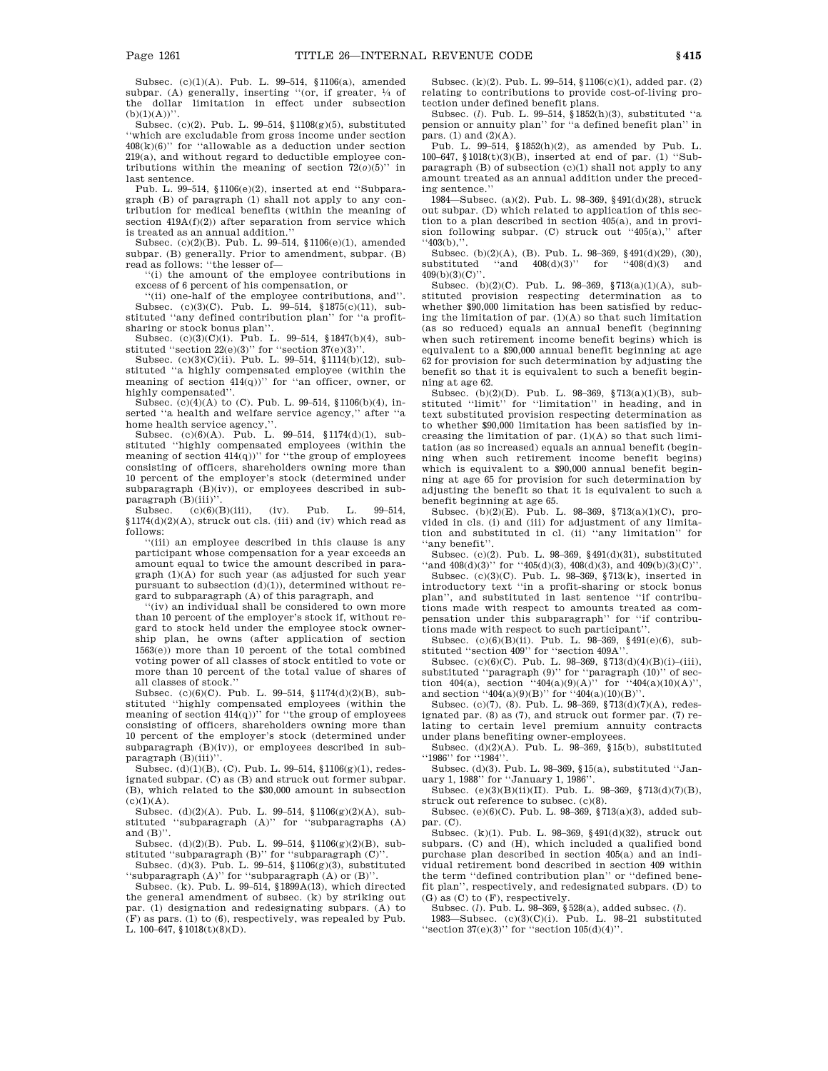Subsec. (c)(1)(A). Pub. L. 99–514, §1106(a), amended subpar. (A) generally, inserting "(or, if greater, ¼ of the dollar limitation in effect under subsection (b)(1)(A))".

Subsec. (c)(2). Pub. L. 99–514, §1108(g)(5), substituted "which are excludable from gross income under section 408(k)(6)" for "allowable as a deduction under section 219(a), and without regard to deductible employee contributions within the meaning of section 72(*o*)(5)" in last sentence.

Pub. L. 99–514, §1106(e)(2), inserted at end "Subparagraph (B) of paragraph (1) shall not apply to any contribution for medical benefits (within the meaning of section 419A(f)(2)) after separation from service which is treated as an annual addition."

Subsec. (c)(2)(B). Pub. L. 99–514, §1106(e)(1), amended subpar. (B) generally. Prior to amendment, subpar. (B) read as follows: "the lesser of—

"(i) the amount of the employee contributions in excess of 6 percent of his compensation, or

"(ii) one-half of the employee contributions, and".

Subsec. (c)(3)(C). Pub. L. 99–514, §1875(c)(11), substituted "any defined contribution plan" for "a profit-sharing or stock bonus plan".

Subsec. (c)(3)(C)(i). Pub. L. 99–514, §1847(b)(4), substituted "section 22(e)(3)" for "section 37(e)(3)".

Subsec. (c)(3)(C)(ii). Pub. L. 99–514, §1114(b)(12), substituted "a highly compensated employee (within the meaning of section 414(q))" for "an officer, owner, or highly compensated".

Subsec. (c)(4)(A) to (C). Pub. L. 99–514, §1106(b)(4), inserted "a health and welfare service agency," after "a home health service agency,".

Subsec. (c)(6)(A). Pub. L. 99–514, §1174(d)(1), substituted "highly compensated employees (within the meaning of section 414(q))" for "the group of employees consisting of officers, shareholders owning more than 10 percent of the employer's stock (determined under subparagraph (B)(iv)), or employees described in subparagraph (B)(iii)".

Subsec. (c)(6)(B)(iii), (iv). Pub. L. 99–514, §1174(d)(2)(A), struck out cls. (iii) and (iv) which read as follows:

"(iii) an employee described in this clause is any participant whose compensation for a year exceeds an amount equal to twice the amount described in paragraph (1)(A) for such year (as adjusted for such year pursuant to subsection (d)(1)), determined without regard to subparagraph (A) of this paragraph, and

"(iv) an individual shall be considered to own more than 10 percent of the employer's stock if, without regard to stock held under the employee stock ownership plan, he owns (after application of section 1563(e)) more than 10 percent of the total combined voting power of all classes of stock entitled to vote or more than 10 percent of the total value of shares of all classes of stock."

Subsec. (c)(6)(C). Pub. L. 99–514, §1174(d)(2)(B), substituted "highly compensated employees (within the meaning of section 414(q))" for "the group of employees consisting of officers, shareholders owning more than 10 percent of the employer's stock (determined under subparagraph (B)(iv)), or employees described in subparagraph (B)(iii)".

Subsec. (d)(1)(B), (C). Pub. L. 99–514, §1106(g)(1), redesignated subpar. (C) as (B) and struck out former subpar. (B), which related to the $30,000 amount in subsection (c)(1)(A).

Subsec. (d)(2)(A). Pub. L. 99–514, §1106(g)(2)(A), substituted "subparagraph (A)" for "subparagraphs (A) and (B)".

Subsec. (d)(2)(B). Pub. L. 99–514, §1106(g)(2)(B), substituted "subparagraph (B)" for "subparagraph (C)".

Subsec. (d)(3). Pub. L. 99–514, §1106(g)(3), substituted "subparagraph (A)" for "subparagraph (A) or (B)".

Subsec. (k). Pub. L. 99–514, §1899A(13), which directed the general amendment of subsec. (k) by striking out par. (1) designation and redesignating subpars. (A) to (F) as pars. (1) to (6), respectively, was repealed by Pub. L. 100–647, §1018(t)(8)(D).

Subsec. (k)(2). Pub. L. 99–514, §1106(c)(1), added par. (2) relating to contributions to provide cost-of-living protection under defined benefit plans.

Subsec. (*l*). Pub. L. 99–514, §1852(h)(3), substituted "a pension or annuity plan" for "a defined benefit plan" in pars. (1) and (2)(A).

Pub. L. 99–514, §1852(h)(2), as amended by Pub. L. 100–647, §1018(t)(3)(B), inserted at end of par. (1) "Subparagraph (B) of subsection (c)(1) shall not apply to any amount treated as an annual addition under the preceding sentence."

1984—Subsec. (a)(2). Pub. L. 98–369, §491(d)(28), struck out subpar. (D) which related to application of this section to a plan described in section 405(a), and in provision following subpar. (C) struck out "405(a)," after "403(b),".

Subsec. (b)(2)(A), (B). Pub. L. 98–369, §491(d)(29), (30), substituted "and 408(d)(3)" for "408(d)(3) and 409(b)(3)(C)".

Subsec. (b)(2)(C). Pub. L. 98–369, §713(a)(1)(A), substituted provision respecting determination as to whether $90,000 limitation has been satisfied by reducing the limitation of par. (1)(A) so that such limitation (as so reduced) equals an annual benefit (beginning when such retirement income benefit begins) which is equivalent to a $90,000 annual benefit beginning at age 62 for provision for such determination by adjusting the benefit so that it is equivalent to such a benefit beginning at age 62.

Subsec. (b)(2)(D). Pub. L. 98–369, §713(a)(1)(B), substituted "limit" for "limitation" in heading, and in text substituted provision respecting determination as to whether $90,000 limitation has been satisfied by increasing the limitation of par. (1)(A) so that such limitation (as so increased) equals an annual benefit (beginning when such retirement income benefit begins) which is equivalent to a $90,000 annual benefit beginning at age 65 for provision for such determination by adjusting the benefit so that it is equivalent to such a benefit beginning at age 65.

Subsec. (b)(2)(E). Pub. L. 98–369, §713(a)(1)(C), provided in cls. (i) and (iii) for adjustment of any limitation and substituted in cl. (ii) "any limitation" for "any benefit".

Subsec. (c)(2). Pub. L. 98–369, §491(d)(31), substituted "and 408(d)(3)" for "405(d)(3), 408(d)(3), and 409(b)(3)(C)".

Subsec. (c)(3)(C). Pub. L. 98–369, §713(k), inserted in introductory text "in a profit-sharing or stock bonus plan", and substituted in last sentence "if contributions made with respect to amounts treated as compensation under this subparagraph" for "if contributions made with respect to such participant".

Subsec. (c)(6)(B)(ii). Pub. L. 98–369, §491(e)(6), substituted "section 409" for "section 409A".

Subsec. (c)(6)(C). Pub. L. 98–369, §713(d)(4)(B)(i)–(iii), substituted "paragraph (9)" for "paragraph (10)" of section 404(a), section "404(a)(9)(A)" for "404(a)(10)(A)", and section "404(a)(9)(B)" for "404(a)(10)(B)".

Subsec. (c)(7), (8). Pub. L. 98–369, §713(d)(7)(A), redesignated par. (8) as (7), and struck out former par. (7) relating to certain level premium annuity contracts under plans benefiting owner-employees.

Subsec. (d)(2)(A). Pub. L. 98–369, §15(b), substituted "1986" for "1984".

Subsec. (d)(3). Pub. L. 98–369, §15(a), substituted "January 1, 1988" for "January 1, 1986".

Subsec. (e)(3)(B)(ii)(II). Pub. L. 98–369, §713(d)(7)(B), struck out reference to subsec. (c)(8).

Subsec. (e)(6)(C). Pub. L. 98–369, §713(a)(3), added subpar. (C).

Subsec. (k)(1). Pub. L. 98–369, §491(d)(32), struck out subpars. (C) and (H), which included a qualified bond purchase plan described in section 405(a) and an individual retirement bond described in section 409 within the term "defined contribution plan" or "defined benefit plan", respectively, and redesignated subpars. (D) to (G) as (C) to (F), respectively.

Subsec. (*l*). Pub. L. 98–369, §528(a), added subsec. (*l*).

1983—Subsec. (c)(3)(C)(i). Pub. L. 98–21 substituted "section 37(e)(3)" for "section 105(d)(4)".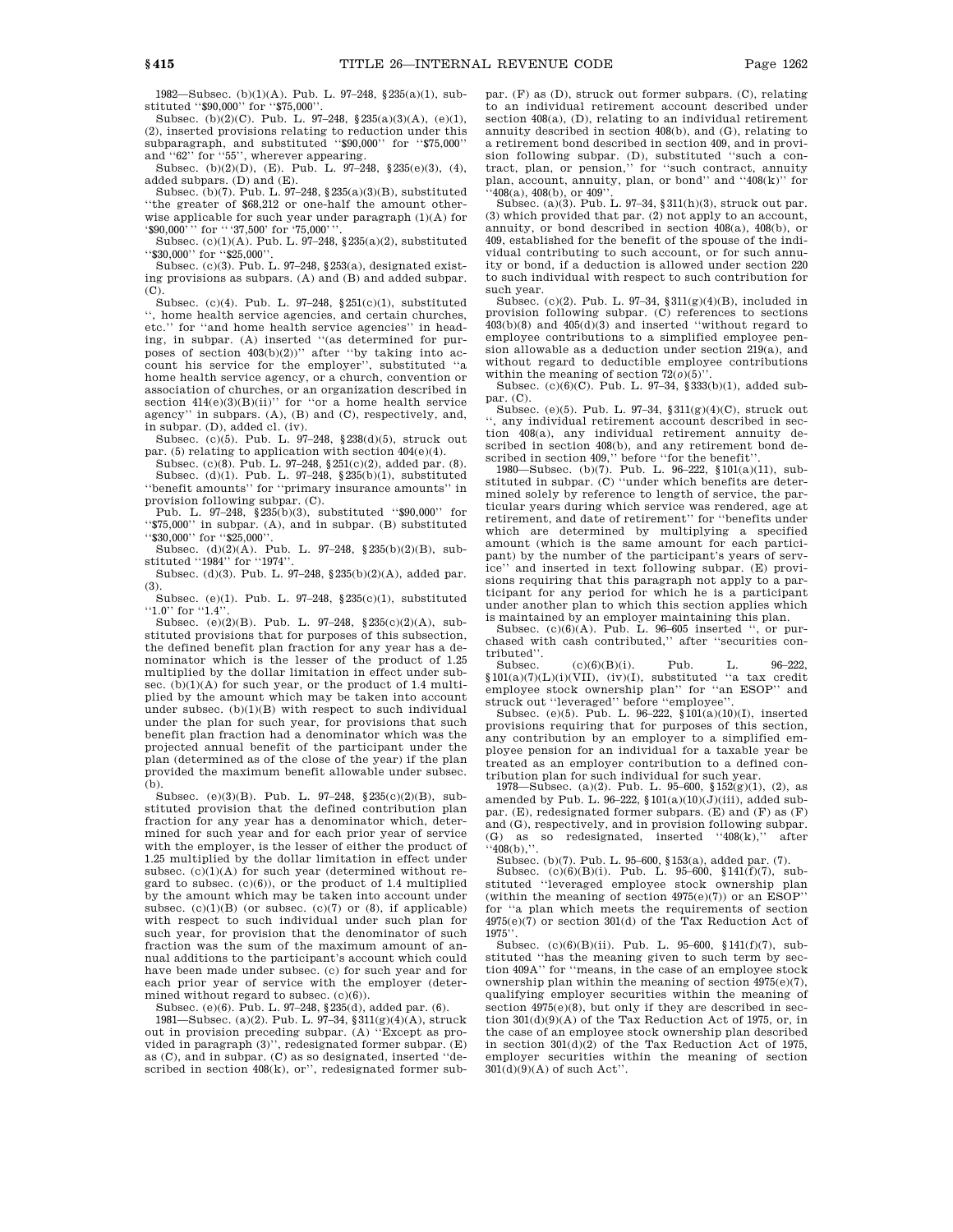1982—Subsec. (b)(1)(A). Pub. L. 97–248, §235(a)(1), substituted ''$90,000'' for ''$75,000''.

Subsec. (b)(2)(C). Pub. L. 97–248, §235(a)(3)(A), (e)(1), (2), inserted provisions relating to reduction under this subparagraph, and substituted ''$90,000'' for ''$75,000'' and ''62'' for ''55'', wherever appearing.

Subsec. (b)(2)(D), (E). Pub. L. 97–248, §235(e)(3), (4), added subpars. (D) and (E).

Subsec. (b)(7). Pub. L. 97–248, §235(a)(3)(B), substituted ''the greater of $68,212 or one-half the amount otherwise applicable for such year under paragraph (1)(A) for '$90,000' '' for '' '37,500' for '75,000' ''.

Subsec. (c)(1)(A). Pub. L. 97–248, §235(a)(2), substituted ''$30,000'' for ''$25,000''.

Subsec. (c)(3). Pub. L. 97–248, §253(a), designated existing provisions as subpars. (A) and (B) and added subpar. (C).

Subsec. (c)(4). Pub. L. 97–248, §251(c)(1), substituted '', home health service agencies, and certain churches, etc.'' for ''and home health service agencies'' in heading, in subpar. (A) inserted ''(as determined for purposes of section 403(b)(2))'' after ''by taking into account his service for the employer'', substituted ''a home health service agency, or a church, convention or association of churches, or an organization described in section 414(e)(3)(B)(ii)'' for ''or a home health service agency'' in subpars. (A), (B) and (C), respectively, and, in subpar. (D), added cl. (iv).

Subsec. (c)(5). Pub. L. 97–248, §238(d)(5), struck out par. (5) relating to application with section 404(e)(4).

Subsec. (c)(8). Pub. L. 97–248, §251(c)(2), added par. (8).

Subsec. (d)(1). Pub. L. 97–248, §235(b)(1), substituted ''benefit amounts'' for ''primary insurance amounts'' in provision following subpar. (C).

Pub. L. 97–248, §235(b)(3), substituted ''$90,000'' for ''$75,000'' in subpar. (A), and in subpar. (B) substituted ''$30,000'' for ''$25,000''.

Subsec. (d)(2)(A). Pub. L. 97–248, §235(b)(2)(B), substituted ''1984'' for ''1974''.

Subsec. (d)(3). Pub. L. 97–248, §235(b)(2)(A), added par. (3).

Subsec. (e)(1). Pub. L. 97–248, §235(c)(1), substituted ''1.0'' for ''1.4''.

Subsec. (e)(2)(B). Pub. L. 97–248, §235(c)(2)(A), substituted provisions that for purposes of this subsection, the defined benefit plan fraction for any year has a denominator which is the lesser of the product of 1.25 multiplied by the dollar limitation in effect under subsec. (b)(1)(A) for such year, or the product of 1.4 multiplied by the amount which may be taken into account under subsec. (b)(1)(B) with respect to such individual under the plan for such year, for provisions that such benefit plan fraction had a denominator which was the projected annual benefit of the participant under the plan (determined as of the close of the year) if the plan provided the maximum benefit allowable under subsec. (b).

Subsec. (e)(3)(B). Pub. L. 97–248, §235(c)(2)(B), substituted provision that the defined contribution plan fraction for any year has a denominator which, determined for such year and for each prior year of service with the employer, is the lesser of either the product of 1.25 multiplied by the dollar limitation in effect under subsec. (c)(1)(A) for such year (determined without regard to subsec. (c)(6)), or the product of 1.4 multiplied by the amount which may be taken into account under subsec. (c)(1)(B) (or subsec. (c)(7) or (8), if applicable) with respect to such individual under such plan for such year, for provision that the denominator of such fraction was the sum of the maximum amount of annual additions to the participant's account which could have been made under subsec. (c) for such year and for each prior year of service with the employer (determined without regard to subsec. (c)(6)).

Subsec. (e)(6). Pub. L. 97–248, §235(d), added par. (6).

1981—Subsec. (a)(2). Pub. L. 97–34, §311(g)(4)(A), struck out in provision preceding subpar. (A) ''Except as provided in paragraph (3)'', redesignated former subpar. (E) as (C), and in subpar. (C) as so designated, inserted ''described in section 408(k), or'', redesignated former subpar. (F) as (D), struck out former subpars. (C), relating to an individual retirement account described under section 408(a), (D), relating to an individual retirement annuity described in section 408(b), and (G), relating to a retirement bond described in section 409, and in provision following subpar. (D), substituted ''such a contract, plan, or pension,'' for ''such contract, annuity plan, account, annuity, plan, or bond'' and ''408(k)'' for ''408(a), 408(b), or 409''.

Subsec. (a)(3). Pub. L. 97–34, §311(h)(3), struck out par. (3) which provided that par. (2) not apply to an account, annuity, or bond described in section 408(a), 408(b), or 409, established for the benefit of the spouse of the individual contributing to such account, or for such annuity or bond, if a deduction is allowed under section 220 to such individual with respect to such contribution for such year.

Subsec. (c)(2). Pub. L. 97–34, §311(g)(4)(B), included in provision following subpar. (C) references to sections 403(b)(8) and 405(d)(3) and inserted ''without regard to employee contributions to a simplified employee pension allowable as a deduction under section 219(a), and without regard to deductible employee contributions within the meaning of section 72(*o*)(5)''.

Subsec. (c)(6)(C). Pub. L. 97–34, §333(b)(1), added subpar. (C).

Subsec. (e)(5). Pub. L. 97–34, §311(g)(4)(C), struck out '', any individual retirement account described in section 408(a), any individual retirement annuity described in section 408(b), and any retirement bond described in section 409,'' before ''for the benefit''.

1980—Subsec. (b)(7). Pub. L. 96–222, §101(a)(11), substituted in subpar. (C) ''under which benefits are determined solely by reference to length of service, the particular years during which service was rendered, age at retirement, and date of retirement'' for ''benefits under which are determined by multiplying a specified amount (which is the same amount for each participant) by the number of the participant's years of service'' and inserted in text following subpar. (E) provisions requiring that this paragraph not apply to a participant for any period for which he is a participant under another plan to which this section applies which is maintained by an employer maintaining this plan.

Subsec. (c)(6)(A). Pub. L. 96–605 inserted '', or purchased with cash contributed,'' after ''securities contributed''.

Subsec. (c)(6)(B)(i). Pub. L. 96–222, §101(a)(7)(L)(i)(VII), (iv)(I), substituted ''a tax credit employee stock ownership plan'' for ''an ESOP'' and struck out ''leveraged'' before ''employee''.

Subsec. (e)(5). Pub. L. 96–222, §101(a)(10)(I), inserted provisions requiring that for purposes of this section, any contribution by an employer to a simplified employee pension for an individual for a taxable year be treated as an employer contribution to a defined contribution plan for such individual for such year.

1978—Subsec. (a)(2). Pub. L. 95–600, §152(g)(1), (2), as amended by Pub. L. 96–222, §101(a)(10)(J)(iii), added subpar. (E), redesignated former subpars. (E) and (F) as (F) and (G), respectively, and in provision following subpar. (G) as so redesignated, inserted ''408(k),'' after ''408(b),''.

Subsec. (b)(7). Pub. L. 95–600, §153(a), added par. (7).

Subsec. (c)(6)(B)(i). Pub. L. 95–600, §141(f)(7), substituted ''leveraged employee stock ownership plan (within the meaning of section 4975(e)(7)) or an ESOP'' for ''a plan which meets the requirements of section 4975(e)(7) or section 301(d) of the Tax Reduction Act of 1975''.

Subsec. (c)(6)(B)(ii). Pub. L. 95–600, §141(f)(7), substituted ''has the meaning given to such term by section 409A'' for ''means, in the case of an employee stock ownership plan within the meaning of section 4975(e)(7), qualifying employer securities within the meaning of section 4975(e)(8), but only if they are described in section 301(d)(9)(A) of the Tax Reduction Act of 1975, or, in the case of an employee stock ownership plan described in section 301(d)(2) of the Tax Reduction Act of 1975, employer securities within the meaning of section 301(d)(9)(A) of such Act''.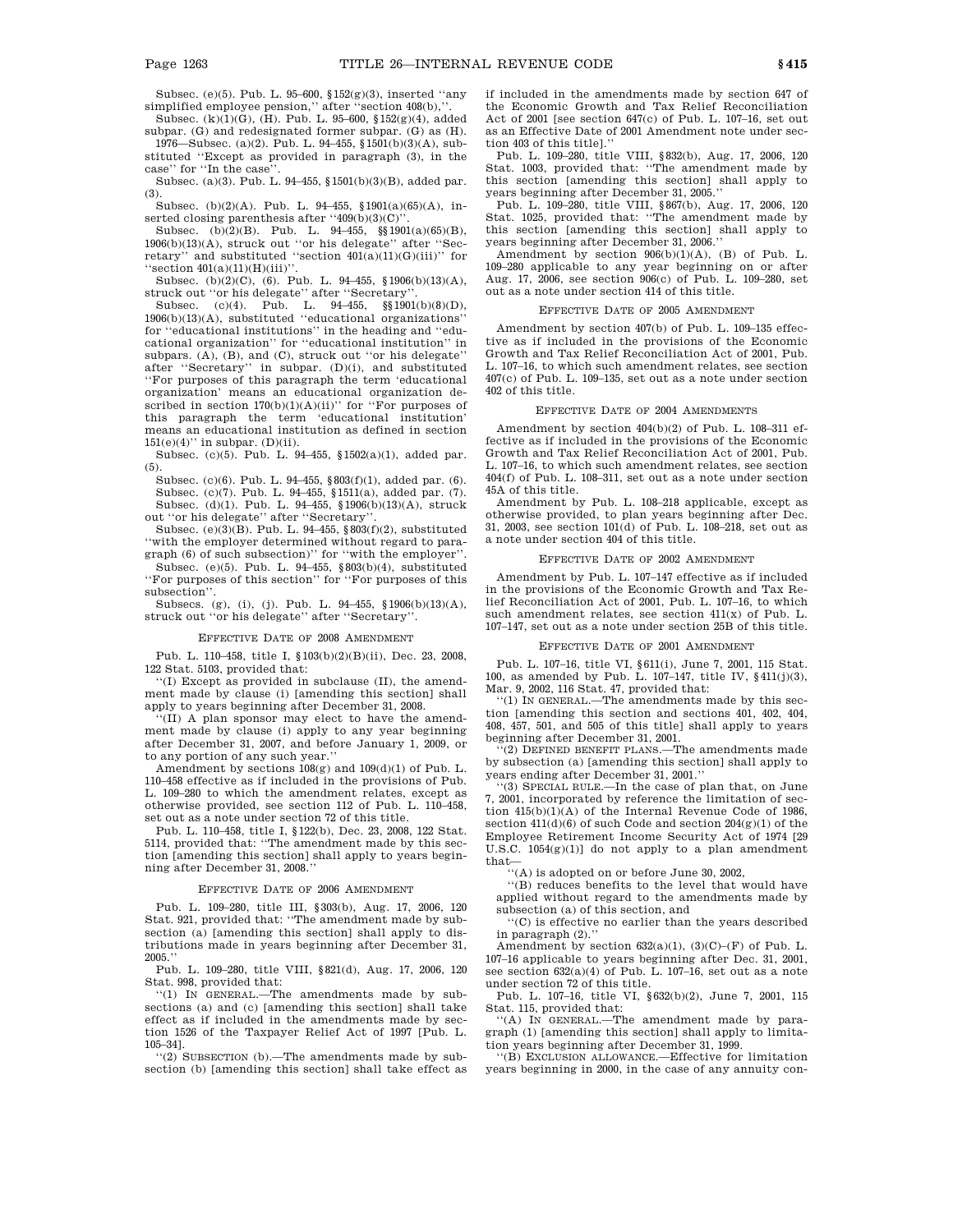Subsec. (e)(5). Pub. L. 95–600, §152(g)(3), inserted ''any simplified employee pension,'' after ''section 408(b),''.

Subsec. (k)(1)(G), (H). Pub. L. 95–600, §152(g)(4), added subpar. (G) and redesignated former subpar. (G) as (H).

1976—Subsec. (a)(2). Pub. L. 94–455, §1501(b)(3)(A), substituted ''Except as provided in paragraph (3), in the case'' for ''In the case''.

Subsec. (a)(3). Pub. L. 94–455, §1501(b)(3)(B), added par. (3).

Subsec. (b)(2)(A). Pub. L. 94–455, §1901(a)(65)(A), inserted closing parenthesis after ''409(b)(3)(C)''.

Subsec. (b)(2)(B). Pub. L. 94–455, §§1901(a)(65)(B), 1906(b)(13)(A), struck out ''or his delegate'' after ''Secretary'' and substituted ''section 401(a)(11)(G)(iii)'' for ''section 401(a)(11)(H)(iii)''.

Subsec. (b)(2)(C), (6). Pub. L. 94–455, §1906(b)(13)(A), struck out ''or his delegate'' after ''Secretary''.

Subsec. (c)(4). Pub. L. 94–455, §§1901(b)(8)(D), 1906(b)(13)(A), substituted ''educational organizations'' for ''educational institutions'' in the heading and ''educational organization'' for ''educational institution'' in subpars. (A), (B), and (C), struck out ''or his delegate'' after ''Secretary'' in subpar. (D)(i), and substituted ''For purposes of this paragraph the term 'educational organization' means an educational organization described in section 170(b)(1)(A)(ii)'' for ''For purposes of this paragraph the term 'educational institution' means an educational institution as defined in section 151(e)(4)'' in subpar. (D)(ii).

Subsec. (c)(5). Pub. L. 94–455, §1502(a)(1), added par. (5).

Subsec. (c)(6). Pub. L. 94–455, §803(f)(1), added par. (6).

Subsec. (c)(7). Pub. L. 94–455, §1511(a), added par. (7).

Subsec. (d)(1). Pub. L. 94–455, §1906(b)(13)(A), struck out ''or his delegate'' after ''Secretary''.

Subsec. (e)(3)(B). Pub. L. 94–455, §803(f)(2), substituted ''with the employer determined without regard to paragraph (6) of such subsection)'' for ''with the employer''.

Subsec. (e)(5). Pub. L. 94–455, §803(b)(4), substituted ''For purposes of this section'' for ''For purposes of this subsection''.

Subsecs. (g), (i), (j). Pub. L. 94–455, §1906(b)(13)(A), struck out ''or his delegate'' after ''Secretary''.

### EFFECTIVE DATE OF 2008 AMENDMENT

Pub. L. 110–458, title I, §103(b)(2)(B)(ii), Dec. 23, 2008, 122 Stat. 5103, provided that:

''(I) Except as provided in subclause (II), the amendment made by clause (i) [amending this section] shall apply to years beginning after December 31, 2008.

''(II) A plan sponsor may elect to have the amendment made by clause (i) apply to any year beginning after December 31, 2007, and before January 1, 2009, or to any portion of any such year.''

Amendment by sections 108(g) and 109(d)(1) of Pub. L. 110–458 effective as if included in the provisions of Pub. L. 109–280 to which the amendment relates, except as otherwise provided, see section 112 of Pub. L. 110–458, set out as a note under section 72 of this title.

Pub. L. 110–458, title I, §122(b), Dec. 23, 2008, 122 Stat. 5114, provided that: ''The amendment made by this section [amending this section] shall apply to years beginning after December 31, 2008.''

### EFFECTIVE DATE OF 2006 AMENDMENT

Pub. L. 109–280, title III, §303(b), Aug. 17, 2006, 120 Stat. 921, provided that: ''The amendment made by subsection (a) [amending this section] shall apply to distributions made in years beginning after December 31, 2005.''

Pub. L. 109–280, title VIII, §821(d), Aug. 17, 2006, 120 Stat. 998, provided that:

''(1) IN GENERAL.—The amendments made by subsections (a) and (c) [amending this section] shall take effect as if included in the amendments made by section 1526 of the Taxpayer Relief Act of 1997 [Pub. L. 105–34].

''(2) SUBSECTION (b).—The amendments made by subsection (b) [amending this section] shall take effect as if included in the amendments made by section 647 of the Economic Growth and Tax Relief Reconciliation Act of 2001 [see section 647(c) of Pub. L. 107–16, set out as an Effective Date of 2001 Amendment note under section 403 of this title].''

Pub. L. 109–280, title VIII, §832(b), Aug. 17, 2006, 120 Stat. 1003, provided that: ''The amendment made by this section [amending this section] shall apply to years beginning after December 31, 2005.''

Pub. L. 109–280, title VIII, §867(b), Aug. 17, 2006, 120 Stat. 1025, provided that: ''The amendment made by this section [amending this section] shall apply to years beginning after December 31, 2006.''

Amendment by section 906(b)(1)(A), (B) of Pub. L. 109–280 applicable to any year beginning on or after Aug. 17, 2006, see section 906(c) of Pub. L. 109–280, set out as a note under section 414 of this title.

### EFFECTIVE DATE OF 2005 AMENDMENT

Amendment by section 407(b) of Pub. L. 109–135 effective as if included in the provisions of the Economic Growth and Tax Relief Reconciliation Act of 2001, Pub. L. 107–16, to which such amendment relates, see section 407(c) of Pub. L. 109–135, set out as a note under section 402 of this title.

### EFFECTIVE DATE OF 2004 AMENDMENTS

Amendment by section 404(b)(2) of Pub. L. 108–311 effective as if included in the provisions of the Economic Growth and Tax Relief Reconciliation Act of 2001, Pub. L. 107–16, to which such amendment relates, see section 404(f) of Pub. L. 108–311, set out as a note under section 45A of this title.

Amendment by Pub. L. 108–218 applicable, except as otherwise provided, to plan years beginning after Dec. 31, 2003, see section 101(d) of Pub. L. 108–218, set out as a note under section 404 of this title.

### EFFECTIVE DATE OF 2002 AMENDMENT

Amendment by Pub. L. 107–147 effective as if included in the provisions of the Economic Growth and Tax Relief Reconciliation Act of 2001, Pub. L. 107–16, to which such amendment relates, see section 411(x) of Pub. L. 107–147, set out as a note under section 25B of this title.

### EFFECTIVE DATE OF 2001 AMENDMENT

Pub. L. 107–16, title VI, §611(i), June 7, 2001, 115 Stat. 100, as amended by Pub. L. 107–147, title IV, §411(j)(3), Mar. 9, 2002, 116 Stat. 47, provided that:

''(1) IN GENERAL.—The amendments made by this section [amending this section and sections 401, 402, 404, 408, 457, 501, and 505 of this title] shall apply to years beginning after December 31, 2001.

''(2) DEFINED BENEFIT PLANS.—The amendments made by subsection (a) [amending this section] shall apply to years ending after December 31, 2001.''

''(3) SPECIAL RULE.—In the case of plan that, on June 7, 2001, incorporated by reference the limitation of section 415(b)(1)(A) of the Internal Revenue Code of 1986, section 411(d)(6) of such Code and section 204(g)(1) of the Employee Retirement Income Security Act of 1974 [29 U.S.C. 1054(g)(1)] do not apply to a plan amendment that—

''(A) is adopted on or before June 30, 2002,

''(B) reduces benefits to the level that would have applied without regard to the amendments made by subsection (a) of this section, and

''(C) is effective no earlier than the years described in paragraph (2).''

Amendment by section 632(a)(1), (3)(C)–(F) of Pub. L. 107–16 applicable to years beginning after Dec. 31, 2001, see section 632(a)(4) of Pub. L. 107–16, set out as a note under section 72 of this title.

Pub. L. 107–16, title VI, §632(b)(2), June 7, 2001, 115 Stat. 115, provided that:

''(A) IN GENERAL.—The amendment made by paragraph (1) [amending this section] shall apply to limitation years beginning after December 31, 1999.

''(B) EXCLUSION ALLOWANCE.—Effective for limitation years beginning in 2000, in the case of any annuity con-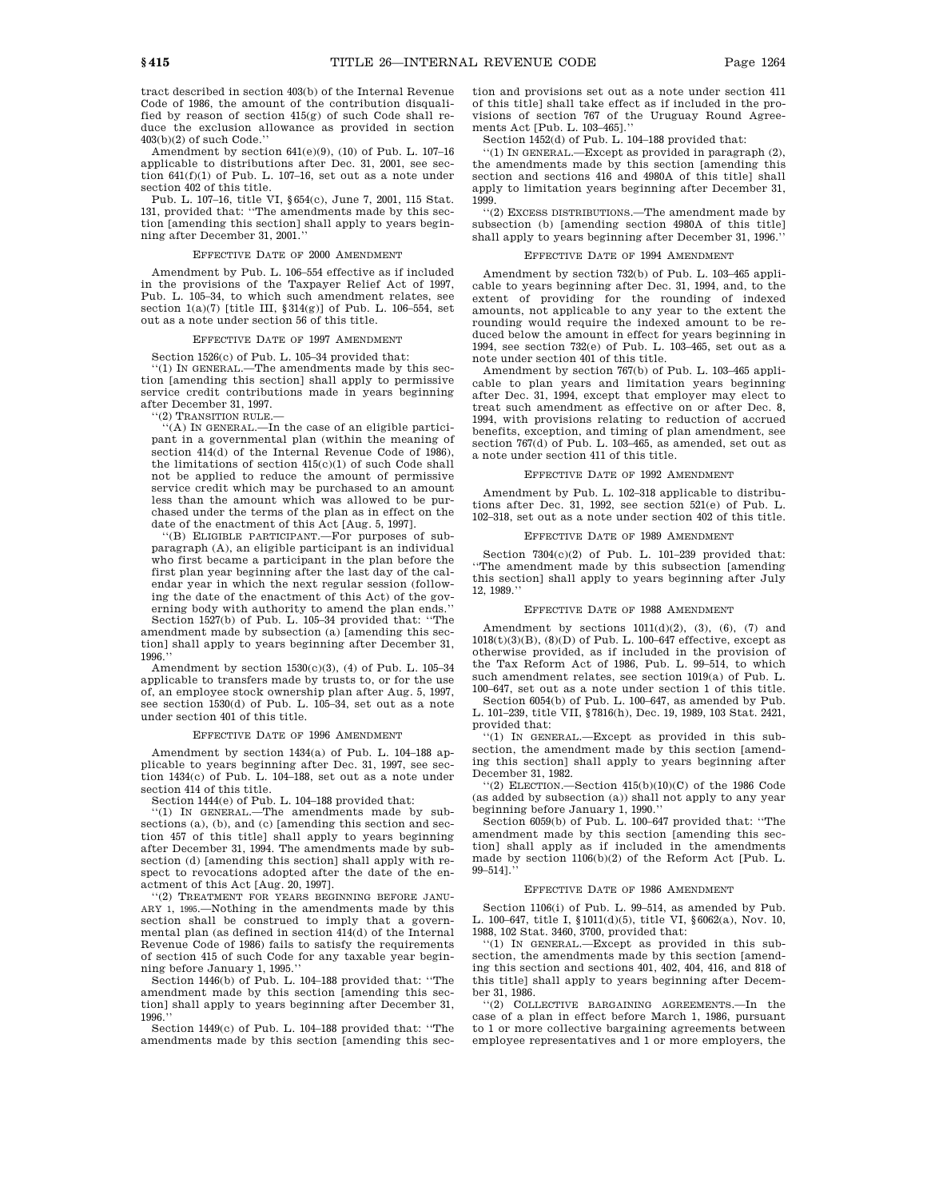tract described in section 403(b) of the Internal Revenue Code of 1986, the amount of the contribution disqualified by reason of section 415(g) of such Code shall reduce the exclusion allowance as provided in section 403(b)(2) of such Code.''

Amendment by section 641(e)(9), (10) of Pub. L. 107–16 applicable to distributions after Dec. 31, 2001, see section 641(f)(1) of Pub. L. 107–16, set out as a note under section 402 of this title.

Pub. L. 107–16, title VI, §654(c), June 7, 2001, 115 Stat. 131, provided that: ''The amendments made by this section [amending this section] shall apply to years beginning after December 31, 2001.''

### EFFECTIVE DATE OF 2000 AMENDMENT

Amendment by Pub. L. 106–554 effective as if included in the provisions of the Taxpayer Relief Act of 1997, Pub. L. 105–34, to which such amendment relates, see section 1(a)(7) [title III, §314(g)] of Pub. L. 106–554, set out as a note under section 56 of this title.

### EFFECTIVE DATE OF 1997 AMENDMENT

Section 1526(c) of Pub. L. 105–34 provided that:

''(1) IN GENERAL.—The amendments made by this section [amending this section] shall apply to permissive service credit contributions made in years beginning after December 31, 1997.

''(2) TRANSITION RULE.—

''(A) IN GENERAL.—In the case of an eligible participant in a governmental plan (within the meaning of section 414(d) of the Internal Revenue Code of 1986), the limitations of section 415(c)(1) of such Code shall not be applied to reduce the amount of permissive service credit which may be purchased to an amount less than the amount which was allowed to be purchased under the terms of the plan as in effect on the date of the enactment of this Act [Aug. 5, 1997].

''(B) ELIGIBLE PARTICIPANT.—For purposes of subparagraph (A), an eligible participant is an individual who first became a participant in the plan before the first plan year beginning after the last day of the calendar year in which the next regular session (following the date of the enactment of this Act) of the governing body with authority to amend the plan ends.''

Section 1527(b) of Pub. L. 105–34 provided that: ''The amendment made by subsection (a) [amending this section] shall apply to years beginning after December 31, 1996.''

Amendment by section 1530(c)(3), (4) of Pub. L. 105–34 applicable to transfers made by trusts to, or for the use of, an employee stock ownership plan after Aug. 5, 1997, see section 1530(d) of Pub. L. 105–34, set out as a note under section 401 of this title.

### EFFECTIVE DATE OF 1996 AMENDMENT

Amendment by section 1434(a) of Pub. L. 104–188 applicable to years beginning after Dec. 31, 1997, see section 1434(c) of Pub. L. 104–188, set out as a note under section 414 of this title.

Section 1444(e) of Pub. L. 104–188 provided that:

''(1) IN GENERAL.—The amendments made by subsections (a), (b), and (c) [amending this section and section 457 of this title] shall apply to years beginning after December 31, 1994. The amendments made by subsection (d) [amending this section] shall apply with respect to revocations adopted after the date of the enactment of this Act [Aug. 20, 1997].

''(2) TREATMENT FOR YEARS BEGINNING BEFORE JANUARY 1, 1995.—Nothing in the amendments made by this section shall be construed to imply that a governmental plan (as defined in section 414(d) of the Internal Revenue Code of 1986) fails to satisfy the requirements of section 415 of such Code for any taxable year beginning before January 1, 1995.''

Section 1446(b) of Pub. L. 104–188 provided that: ''The amendment made by this section [amending this section] shall apply to years beginning after December 31, 1996.''

Section 1449(c) of Pub. L. 104–188 provided that: ''The amendments made by this section [amending this section and provisions set out as a note under section 411 of this title] shall take effect as if included in the provisions of section 767 of the Uruguay Round Agreements Act [Pub. L. 103–465].''

Section 1452(d) of Pub. L. 104–188 provided that:

''(1) IN GENERAL.—Except as provided in paragraph (2), the amendments made by this section [amending this section and sections 416 and 4980A of this title] shall apply to limitation years beginning after December 31, 1999.

''(2) EXCESS DISTRIBUTIONS.—The amendment made by subsection (b) [amending section 4980A of this title] shall apply to years beginning after December 31, 1996.''

### EFFECTIVE DATE OF 1994 AMENDMENT

Amendment by section 732(b) of Pub. L. 103–465 applicable to years beginning after Dec. 31, 1994, and, to the extent of providing for the rounding of indexed amounts, not applicable to any year to the extent the rounding would require the indexed amount to be reduced below the amount in effect for years beginning in 1994, see section 732(e) of Pub. L. 103–465, set out as a note under section 401 of this title.

Amendment by section 767(b) of Pub. L. 103–465 applicable to plan years and limitation years beginning after Dec. 31, 1994, except that employer may elect to treat such amendment as effective on or after Dec. 8, 1994, with provisions relating to reduction of accrued benefits, exception, and timing of plan amendment, see section 767(d) of Pub. L. 103–465, as amended, set out as a note under section 411 of this title.

### EFFECTIVE DATE OF 1992 AMENDMENT

Amendment by Pub. L. 102–318 applicable to distributions after Dec. 31, 1992, see section 521(e) of Pub. L. 102–318, set out as a note under section 402 of this title.

### EFFECTIVE DATE OF 1989 AMENDMENT

Section 7304(c)(2) of Pub. L. 101–239 provided that: ''The amendment made by this subsection [amending this section] shall apply to years beginning after July 12, 1989.''

### EFFECTIVE DATE OF 1988 AMENDMENT

Amendment by sections 1011(d)(2), (3), (6), (7) and 1018(t)(3)(B), (8)(D) of Pub. L. 100–647 effective, except as otherwise provided, as if included in the provision of the Tax Reform Act of 1986, Pub. L. 99–514, to which such amendment relates, see section 1019(a) of Pub. L. 100–647, set out as a note under section 1 of this title.

Section 6054(b) of Pub. L. 100–647, as amended by Pub. L. 101–239, title VII, §7816(h), Dec. 19, 1989, 103 Stat. 2421, provided that:

''(1) IN GENERAL.—Except as provided in this subsection, the amendment made by this section [amending this section] shall apply to years beginning after December 31, 1982.

''(2) ELECTION.—Section 415(b)(10)(C) of the 1986 Code (as added by subsection (a)) shall not apply to any year beginning before January 1, 1990.''

Section 6059(b) of Pub. L. 100–647 provided that: ''The amendment made by this section [amending this section] shall apply as if included in the amendments made by section 1106(b)(2) of the Reform Act [Pub. L. 99–514].''

### EFFECTIVE DATE OF 1986 AMENDMENT

Section 1106(i) of Pub. L. 99–514, as amended by Pub. L. 100–647, title I, §1011(d)(5), title VI, §6062(a), Nov. 10, 1988, 102 Stat. 3460, 3700, provided that:

''(1) IN GENERAL.—Except as provided in this subsection, the amendments made by this section [amending this section and sections 401, 402, 404, 416, and 818 of this title] shall apply to years beginning after December 31, 1986.

''(2) COLLECTIVE BARGAINING AGREEMENTS.—In the case of a plan in effect before March 1, 1986, pursuant to 1 or more collective bargaining agreements between employee representatives and 1 or more employers, the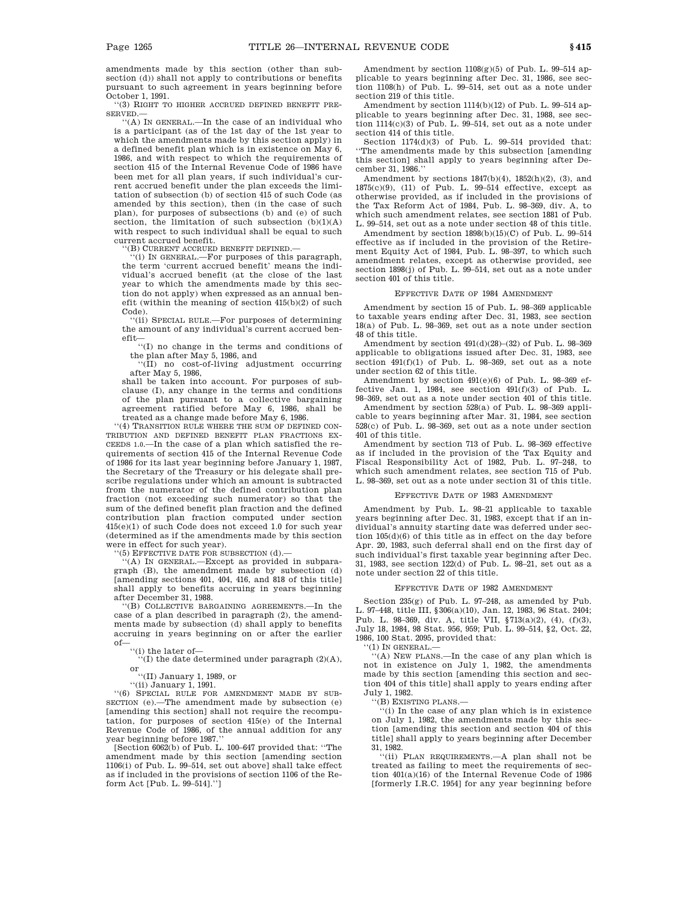amendments made by this section (other than subsection (d)) shall not apply to contributions or benefits pursuant to such agreement in years beginning before October 1, 1991.

''(3) RIGHT TO HIGHER ACCRUED DEFINED BENEFIT PRESERVED.—

''(A) IN GENERAL.—In the case of an individual who is a participant (as of the 1st day of the 1st year to which the amendments made by this section apply) in a defined benefit plan which is in existence on May 6, 1986, and with respect to which the requirements of section 415 of the Internal Revenue Code of 1986 have been met for all plan years, if such individual's current accrued benefit under the plan exceeds the limitation of subsection (b) of section 415 of such Code (as amended by this section), then (in the case of such plan), for purposes of subsections (b) and (e) of such section, the limitation of such subsection (b)(1)(A) with respect to such individual shall be equal to such current accrued benefit.

''(B) CURRENT ACCRUED BENEFIT DEFINED.—

''(i) IN GENERAL.—For purposes of this paragraph, the term 'current accrued benefit' means the individual's accrued benefit (at the close of the last year to which the amendments made by this section do not apply) when expressed as an annual benefit (within the meaning of section 415(b)(2) of such Code).

''(ii) SPECIAL RULE.—For purposes of determining the amount of any individual's current accrued benefit—

''(I) no change in the terms and conditions of the plan after May 5, 1986, and

''(II) no cost-of-living adjustment occurring after May 5, 1986,

shall be taken into account. For purposes of subclause (I), any change in the terms and conditions of the plan pursuant to a collective bargaining agreement ratified before May 6, 1986, shall be treated as a change made before May 6, 1986.

''(4) TRANSITION RULE WHERE THE SUM OF DEFINED CONTRIBUTION AND DEFINED BENEFIT PLAN FRACTIONS EXCEEDS 1.0.—In the case of a plan which satisfied the requirements of section 415 of the Internal Revenue Code of 1986 for its last year beginning before January 1, 1987, the Secretary of the Treasury or his delegate shall prescribe regulations under which an amount is subtracted from the numerator of the defined contribution plan fraction (not exceeding such numerator) so that the sum of the defined benefit plan fraction and the defined contribution plan fraction computed under section 415(e)(1) of such Code does not exceed 1.0 for such year (determined as if the amendments made by this section were in effect for such year).

''(5) EFFECTIVE DATE FOR SUBSECTION (d).—

''(A) IN GENERAL.—Except as provided in subparagraph (B), the amendment made by subsection (d) [amending sections 401, 404, 416, and 818 of this title] shall apply to benefits accruing in years beginning after December 31, 1988.

''(B) COLLECTIVE BARGAINING AGREEMENTS.—In the case of a plan described in paragraph (2), the amendments made by subsection (d) shall apply to benefits accruing in years beginning on or after the earlier of—

''(i) the later of—

''(I) the date determined under paragraph (2)(A), or

''(II) January 1, 1989, or

''(ii) January 1, 1991.

''(6) SPECIAL RULE FOR AMENDMENT MADE BY SUBSECTION (e).—The amendment made by subsection (e) [amending this section] shall not require the recomputation, for purposes of section 415(e) of the Internal Revenue Code of 1986, of the annual addition for any year beginning before 1987.''

[Section 6062(b) of Pub. L. 100–647 provided that: ''The amendment made by this section [amending section 1106(i) of Pub. L. 99–514, set out above] shall take effect as if included in the provisions of section 1106 of the Reform Act [Pub. L. 99–514].'']

Amendment by section 1108(g)(5) of Pub. L. 99–514 applicable to years beginning after Dec. 31, 1986, see section 1108(h) of Pub. L. 99–514, set out as a note under section 219 of this title.

Amendment by section 1114(b)(12) of Pub. L. 99–514 applicable to years beginning after Dec. 31, 1988, see section 1114(c)(3) of Pub. L. 99–514, set out as a note under section 414 of this title.

Section 1174(d)(3) of Pub. L. 99–514 provided that: ''The amendments made by this subsection [amending this section] shall apply to years beginning after December 31, 1986.''

Amendment by sections 1847(b)(4), 1852(h)(2), (3), and 1875(c)(9), (11) of Pub. L. 99–514 effective, except as otherwise provided, as if included in the provisions of the Tax Reform Act of 1984, Pub. L. 98–369, div. A, to which such amendment relates, see section 1881 of Pub. L. 99–514, set out as a note under section 48 of this title.

Amendment by section 1898(b)(15)(C) of Pub. L. 99–514 effective as if included in the provision of the Retirement Equity Act of 1984, Pub. L. 98–397, to which such amendment relates, except as otherwise provided, see section 1898(j) of Pub. L. 99–514, set out as a note under section 401 of this title.

## EFFECTIVE DATE OF 1984 AMENDMENT

Amendment by section 15 of Pub. L. 98–369 applicable to taxable years ending after Dec. 31, 1983, see section 18(a) of Pub. L. 98–369, set out as a note under section 48 of this title.

Amendment by section 491(d)(28)–(32) of Pub. L. 98–369 applicable to obligations issued after Dec. 31, 1983, see section 491(f)(1) of Pub. L. 98–369, set out as a note under section 62 of this title.

Amendment by section 491(e)(6) of Pub. L. 98–369 effective Jan. 1, 1984, see section 491(f)(3) of Pub. L. 98–369, set out as a note under section 401 of this title.

Amendment by section 528(a) of Pub. L. 98–369 applicable to years beginning after Mar. 31, 1984, see section 528(c) of Pub. L. 98–369, set out as a note under section 401 of this title.

Amendment by section 713 of Pub. L. 98–369 effective as if included in the provision of the Tax Equity and Fiscal Responsibility Act of 1982, Pub. L. 97–248, to which such amendment relates, see section 715 of Pub. L. 98–369, set out as a note under section 31 of this title.

## EFFECTIVE DATE OF 1983 AMENDMENT

Amendment by Pub. L. 98–21 applicable to taxable years beginning after Dec. 31, 1983, except that if an individual's annuity starting date was deferred under section 105(d)(6) of this title as in effect on the day before Apr. 20, 1983, such deferral shall end on the first day of such individual's first taxable year beginning after Dec. 31, 1983, see section 122(d) of Pub. L. 98–21, set out as a note under section 22 of this title.

## EFFECTIVE DATE OF 1982 AMENDMENT

Section 235(g) of Pub. L. 97–248, as amended by Pub. L. 97–448, title III, §306(a)(10), Jan. 12, 1983, 96 Stat. 2404; Pub. L. 98–369, div. A, title VII, §713(a)(2), (4), (f)(3), July 18, 1984, 98 Stat. 956, 959; Pub. L. 99–514, §2, Oct. 22, 1986, 100 Stat. 2095, provided that:

''(1) IN GENERAL.—

''(A) NEW PLANS.—In the case of any plan which is not in existence on July 1, 1982, the amendments made by this section [amending this section and section 404 of this title] shall apply to years ending after July 1, 1982.

''(B) EXISTING PLANS.—

''(i) In the case of any plan which is in existence on July 1, 1982, the amendments made by this section [amending this section and section 404 of this title] shall apply to years beginning after December 31, 1982.

''(ii) PLAN REQUIREMENTS.—A plan shall not be treated as failing to meet the requirements of section 401(a)(16) of the Internal Revenue Code of 1986 [formerly I.R.C. 1954] for any year beginning before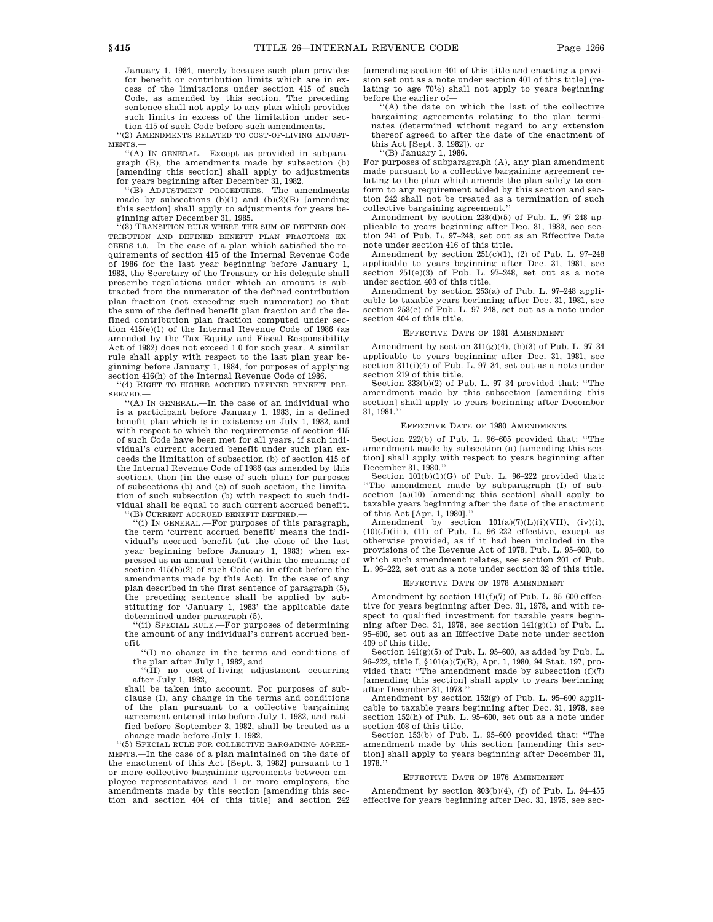January 1, 1984, merely because such plan provides for benefit or contribution limits which are in excess of the limitations under section 415 of such Code, as amended by this section. The preceding sentence shall not apply to any plan which provides such limits in excess of the limitation under section 415 of such Code before such amendments.

''(2) AMENDMENTS RELATED TO COST-OF-LIVING ADJUSTMENTS.—

''(A) IN GENERAL.—Except as provided in subparagraph (B), the amendments made by subsection (b) [amending this section] shall apply to adjustments for years beginning after December 31, 1982.

''(B) ADJUSTMENT PROCEDURES.—The amendments made by subsections (b)(1) and (b)(2)(B) [amending this section] shall apply to adjustments for years beginning after December 31, 1985.

''(3) TRANSITION RULE WHERE THE SUM OF DEFINED CONTRIBUTION AND DEFINED BENEFIT PLAN FRACTIONS EXCEEDS 1.0.—In the case of a plan which satisfied the requirements of section 415 of the Internal Revenue Code of 1986 for the last year beginning before January 1, 1983, the Secretary of the Treasury or his delegate shall prescribe regulations under which an amount is subtracted from the numerator of the defined contribution plan fraction (not exceeding such numerator) so that the sum of the defined benefit plan fraction and the defined contribution plan fraction computed under section 415(e)(1) of the Internal Revenue Code of 1986 (as amended by the Tax Equity and Fiscal Responsibility Act of 1982) does not exceed 1.0 for such year. A similar rule shall apply with respect to the last plan year beginning before January 1, 1984, for purposes of applying section 416(h) of the Internal Revenue Code of 1986.

''(4) RIGHT TO HIGHER ACCRUED DEFINED BENEFIT PRESERVED.—

''(A) IN GENERAL.—In the case of an individual who is a participant before January 1, 1983, in a defined benefit plan which is in existence on July 1, 1982, and with respect to which the requirements of section 415 of such Code have been met for all years, if such individual's current accrued benefit under such plan exceeds the limitation of subsection (b) of section 415 of the Internal Revenue Code of 1986 (as amended by this section), then (in the case of such plan) for purposes of subsections (b) and (e) of such section, the limitation of such subsection (b) with respect to such individual shall be equal to such current accrued benefit.

''(B) CURRENT ACCRUED BENEFIT DEFINED.—

''(i) IN GENERAL.—For purposes of this paragraph, the term 'current accrued benefit' means the individual's accrued benefit (at the close of the last year beginning before January 1, 1983) when expressed as an annual benefit (within the meaning of section 415(b)(2) of such Code as in effect before the amendments made by this Act). In the case of any plan described in the first sentence of paragraph (5), the preceding sentence shall be applied by substituting for 'January 1, 1983' the applicable date determined under paragraph (5).

''(ii) SPECIAL RULE.—For purposes of determining the amount of any individual's current accrued benefit—

''(I) no change in the terms and conditions of the plan after July 1, 1982, and

''(II) no cost-of-living adjustment occurring after July 1, 1982,

shall be taken into account. For purposes of subclause (I), any change in the terms and conditions of the plan pursuant to a collective bargaining agreement entered into before July 1, 1982, and ratified before September 3, 1982, shall be treated as a change made before July 1, 1982.

''(5) SPECIAL RULE FOR COLLECTIVE BARGAINING AGREEMENTS.—In the case of a plan maintained on the date of the enactment of this Act [Sept. 3, 1982] pursuant to 1 or more collective bargaining agreements between employee representatives and 1 or more employers, the amendments made by this section [amending this section and section 404 of this title] and section 242 [amending section 401 of this title and enacting a provision set out as a note under section 401 of this title] (relating to age 70½) shall not apply to years beginning before the earlier of—

''(A) the date on which the last of the collective bargaining agreements relating to the plan terminates (determined without regard to any extension thereof agreed to after the date of the enactment of this Act [Sept. 3, 1982]), or

''(B) January 1, 1986.

For purposes of subparagraph (A), any plan amendment made pursuant to a collective bargaining agreement relating to the plan which amends the plan solely to conform to any requirement added by this section and section 242 shall not be treated as a termination of such collective bargaining agreement.''

Amendment by section 238(d)(5) of Pub. L. 97–248 applicable to years beginning after Dec. 31, 1983, see section 241 of Pub. L. 97–248, set out as an Effective Date note under section 416 of this title.

Amendment by section 251(c)(1), (2) of Pub. L. 97–248 applicable to years beginning after Dec. 31, 1981, see section 251(e)(3) of Pub. L. 97–248, set out as a note under section 403 of this title.

Amendment by section 253(a) of Pub. L. 97–248 applicable to taxable years beginning after Dec. 31, 1981, see section 253(c) of Pub. L. 97–248, set out as a note under section 404 of this title.

### EFFECTIVE DATE OF 1981 AMENDMENT

Amendment by section 311(g)(4), (h)(3) of Pub. L. 97–34 applicable to years beginning after Dec. 31, 1981, see section 311(i)(4) of Pub. L. 97–34, set out as a note under section 219 of this title.

Section 333(b)(2) of Pub. L. 97–34 provided that: ''The amendment made by this subsection [amending this section] shall apply to years beginning after December 31, 1981.''

### EFFECTIVE DATE OF 1980 AMENDMENTS

Section 222(b) of Pub. L. 96–605 provided that: ''The amendment made by subsection (a) [amending this section] shall apply with respect to years beginning after December 31, 1980.''

Section 101(b)(1)(G) of Pub. L. 96–222 provided that: ''The amendment made by subparagraph (I) of subsection (a)(10) [amending this section] shall apply to taxable years beginning after the date of the enactment of this Act [Apr. 1, 1980].''

Amendment by section 101(a)(7)(L)(i)(VII), (iv)(i), (10)(J)(iii), (11) of Pub. L. 96–222 effective, except as otherwise provided, as if it had been included in the provisions of the Revenue Act of 1978, Pub. L. 95–600, to which such amendment relates, see section 201 of Pub. L. 96–222, set out as a note under section 32 of this title.

### EFFECTIVE DATE OF 1978 AMENDMENT

Amendment by section 141(f)(7) of Pub. L. 95–600 effective for years beginning after Dec. 31, 1978, and with respect to qualified investment for taxable years beginning after Dec. 31, 1978, see section 141(g)(1) of Pub. L. 95–600, set out as an Effective Date note under section 409 of this title.

Section 141(g)(5) of Pub. L. 95–600, as added by Pub. L. 96–222, title I, §101(a)(7)(B), Apr. 1, 1980, 94 Stat. 197, provided that: ''The amendment made by subsection (f)(7) [amending this section] shall apply to years beginning after December 31, 1978.''

Amendment by section 152(g) of Pub. L. 95–600 applicable to taxable years beginning after Dec. 31, 1978, see section 152(h) of Pub. L. 95–600, set out as a note under section 408 of this title.

Section 153(b) of Pub. L. 95–600 provided that: ''The amendment made by this section [amending this section] shall apply to years beginning after December 31, 1978.''

### EFFECTIVE DATE OF 1976 AMENDMENT

Amendment by section 803(b)(4), (f) of Pub. L. 94–455 effective for years beginning after Dec. 31, 1975, see sec-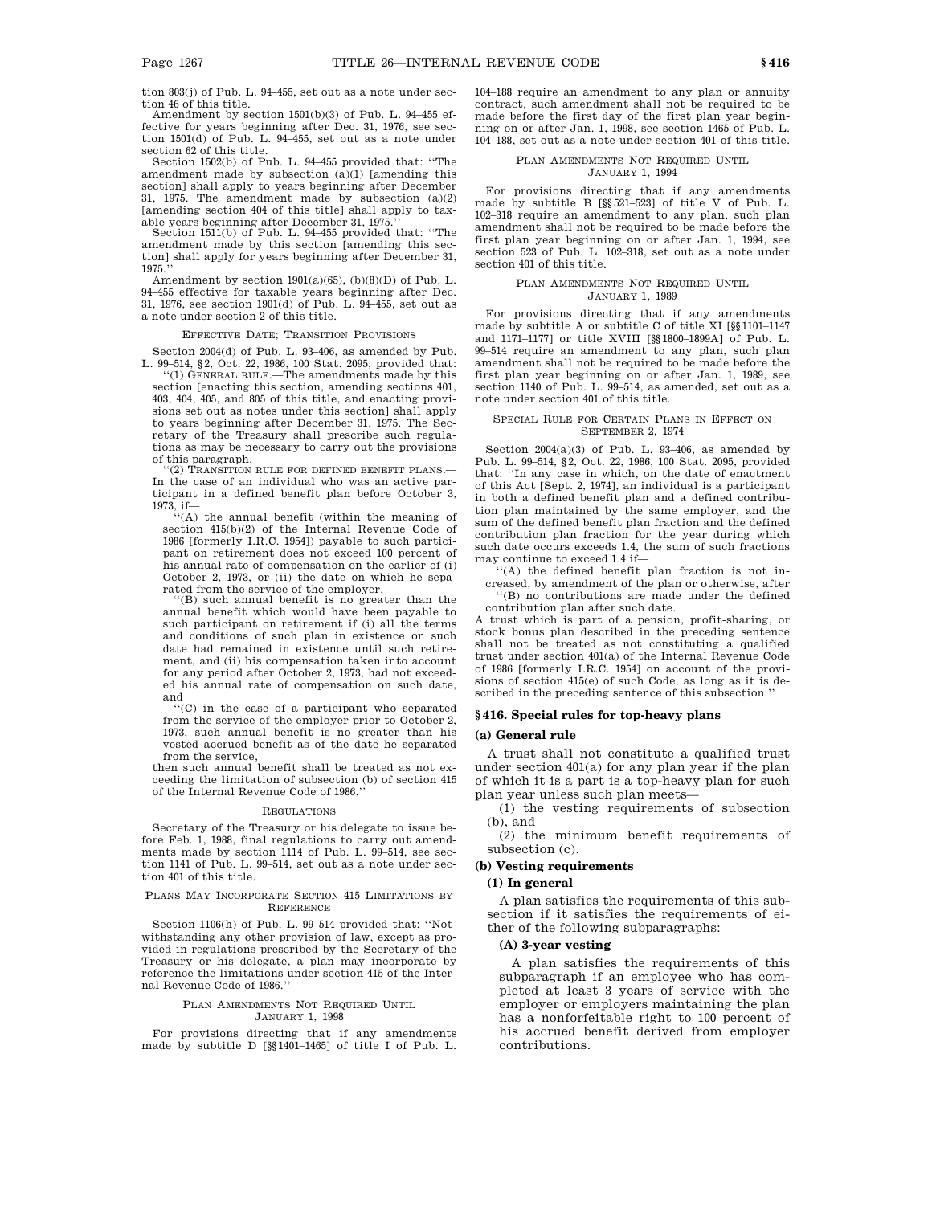tion 803(j) of Pub. L. 94–455, set out as a note under section 46 of this title.

Amendment by section 1501(b)(3) of Pub. L. 94–455 effective for years beginning after Dec. 31, 1976, see section 1501(d) of Pub. L. 94–455, set out as a note under section 62 of this title.

Section 1502(b) of Pub. L. 94–455 provided that: ''The amendment made by subsection (a)(1) [amending this section] shall apply to years beginning after December 31, 1975. The amendment made by subsection (a)(2) [amending section 404 of this title] shall apply to taxable years beginning after December 31, 1975.''

Section 1511(b) of Pub. L. 94–455 provided that: ''The amendment made by this section [amending this section] shall apply for years beginning after December 31, 1975.''

Amendment by section 1901(a)(65), (b)(8)(D) of Pub. L. 94–455 effective for taxable years beginning after Dec. 31, 1976, see section 1901(d) of Pub. L. 94–455, set out as a note under section 2 of this title.

EFFECTIVE DATE; TRANSITION PROVISIONS

Section 2004(d) of Pub. L. 93–406, as amended by Pub. L. 99–514, §2, Oct. 22, 1986, 100 Stat. 2095, provided that:

''(1) GENERAL RULE.—The amendments made by this section [enacting this section, amending sections 401, 403, 404, 405, and 805 of this title, and enacting provisions set out as notes under this section] shall apply to years beginning after December 31, 1975. The Secretary of the Treasury shall prescribe such regulations as may be necessary to carry out the provisions of this paragraph.

''(2) TRANSITION RULE FOR DEFINED BENEFIT PLANS.—In the case of an individual who was an active participant in a defined benefit plan before October 3, 1973, if—

''(A) the annual benefit (within the meaning of section 415(b)(2) of the Internal Revenue Code of 1986 [formerly I.R.C. 1954]) payable to such participant on retirement does not exceed 100 percent of his annual rate of compensation on the earlier of (i) October 2, 1973, or (ii) the date on which he separated from the service of the employer,

''(B) such annual benefit is no greater than the annual benefit which would have been payable to such participant on retirement if (i) all the terms and conditions of such plan in existence on such date had remained in existence until such retirement, and (ii) his compensation taken into account for any period after October 2, 1973, had not exceeded his annual rate of compensation on such date, and

''(C) in the case of a participant who separated from the service of the employer prior to October 2, 1973, such annual benefit is no greater than his vested accrued benefit as of the date he separated from the service,

then such annual benefit shall be treated as not exceeding the limitation of subsection (b) of section 415 of the Internal Revenue Code of 1986.''

REGULATIONS

Secretary of the Treasury or his delegate to issue before Feb. 1, 1988, final regulations to carry out amendments made by section 1114 of Pub. L. 99–514, see section 1141 of Pub. L. 99–514, set out as a note under section 401 of this title.

PLANS MAY INCORPORATE SECTION 415 LIMITATIONS BY REFERENCE

Section 1106(h) of Pub. L. 99–514 provided that: ''Notwithstanding any other provision of law, except as provided in regulations prescribed by the Secretary of the Treasury or his delegate, a plan may incorporate by reference the limitations under section 415 of the Internal Revenue Code of 1986.''

PLAN AMENDMENTS NOT REQUIRED UNTIL JANUARY 1, 1998

For provisions directing that if any amendments made by subtitle D [§§1401–1465] of title I of Pub. L. 104–188 require an amendment to any plan or annuity contract, such amendment shall not be required to be made before the first day of the first plan year beginning on or after Jan. 1, 1998, see section 1465 of Pub. L. 104–188, set out as a note under section 401 of this title.

PLAN AMENDMENTS NOT REQUIRED UNTIL JANUARY 1, 1994

For provisions directing that if any amendments made by subtitle B [§§521–523] of title V of Pub. L. 102–318 require an amendment to any plan, such plan amendment shall not be required to be made before the first plan year beginning on or after Jan. 1, 1994, see section 523 of Pub. L. 102–318, set out as a note under section 401 of this title.

PLAN AMENDMENTS NOT REQUIRED UNTIL JANUARY 1, 1989

For provisions directing that if any amendments made by subtitle A or subtitle C of title XI [§§1101–1147 and 1171–1177] or title XVIII [§§1800–1899A] of Pub. L. 99–514 require an amendment to any plan, such plan amendment shall not be required to be made before the first plan year beginning on or after Jan. 1, 1989, see section 1140 of Pub. L. 99–514, as amended, set out as a note under section 401 of this title.

SPECIAL RULE FOR CERTAIN PLANS IN EFFECT ON SEPTEMBER 2, 1974

Section 2004(a)(3) of Pub. L. 93–406, as amended by Pub. L. 99–514, §2, Oct. 22, 1986, 100 Stat. 2095, provided that: ''In any case in which, on the date of enactment of this Act [Sept. 2, 1974], an individual is a participant in both a defined benefit plan and a defined contribution plan maintained by the same employer, and the sum of the defined benefit plan fraction and the defined contribution plan fraction for the year during which such date occurs exceeds 1.4, the sum of such fractions may continue to exceed 1.4 if—

''(A) the defined benefit plan fraction is not increased, by amendment of the plan or otherwise, after

''(B) no contributions are made under the defined contribution plan after such date.

A trust which is part of a pension, profit-sharing, or stock bonus plan described in the preceding sentence shall not be treated as not constituting a qualified trust under section 401(a) of the Internal Revenue Code of 1986 [formerly I.R.C. 1954] on account of the provisions of section 415(e) of such Code, as long as it is described in the preceding sentence of this subsection.''

## §416. Special rules for top-heavy plans

### (a) General rule

A trust shall not constitute a qualified trust under section 401(a) for any plan year if the plan of which it is a part is a top-heavy plan for such plan year unless such plan meets—

(1) the vesting requirements of subsection (b), and

(2) the minimum benefit requirements of subsection (c).

### (b) Vesting requirements

#### (1) In general

A plan satisfies the requirements of this subsection if it satisfies the requirements of either of the following subparagraphs:

##### (A) 3-year vesting

A plan satisfies the requirements of this subparagraph if an employee who has completed at least 3 years of service with the employer or employers maintaining the plan has a nonforfeitable right to 100 percent of his accrued benefit derived from employer contributions.